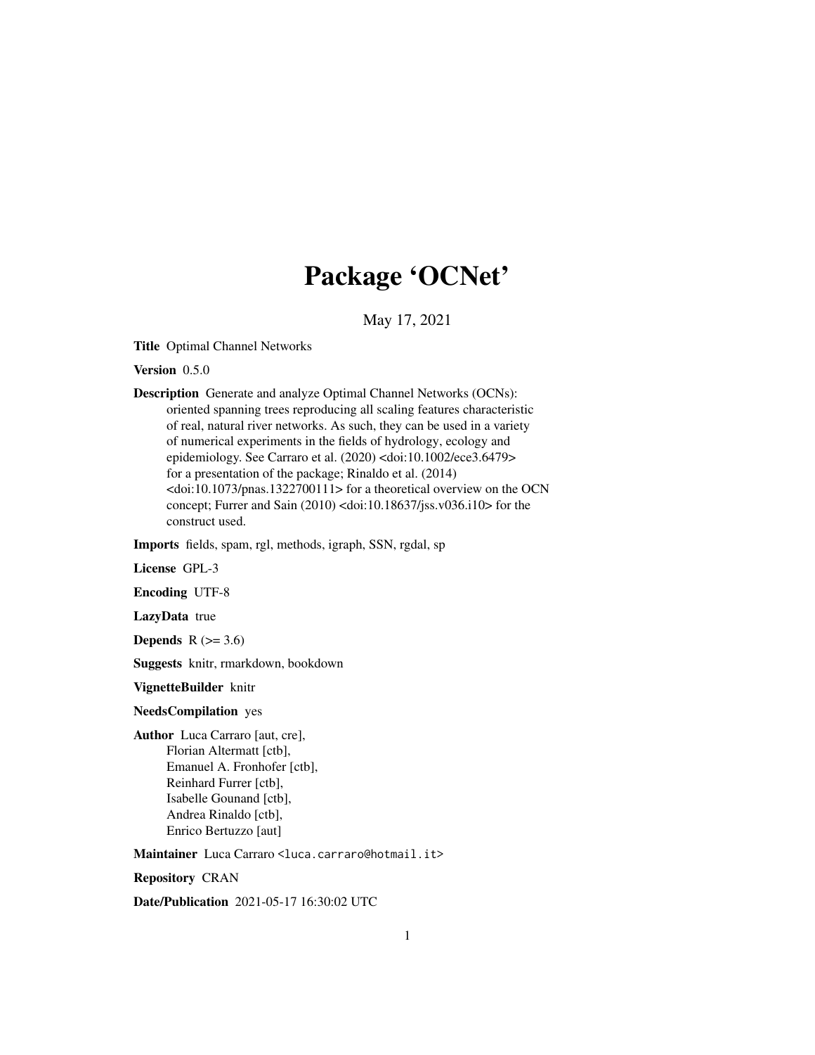# Package 'OCNet'

May 17, 2021

**Title** Optimal Channel Networks

**Version** 0.5.0

**Description** Generate and analyze Optimal Channel Networks (OCNs): oriented spanning trees reproducing all scaling features characteristic of real, natural river networks. As such, they can be used in a variety of numerical experiments in the fields of hydrology, ecology and epidemiology. See Carraro et al. (2020) <doi:10.1002/ece3.6479> for a presentation of the package; Rinaldo et al. (2014) <doi:10.1073/pnas.1322700111> for a theoretical overview on the OCN concept; Furrer and Sain (2010) <doi:10.18637/jss.v036.i10> for the construct used.

**Imports** fields, spam, rgl, methods, igraph, SSN, rgdal, sp

**License** GPL-3

**Encoding** UTF-8

**LazyData** true

**Depends** R (>= 3.6)

**Suggests** knitr, rmarkdown, bookdown

**VignetteBuilder** knitr

**NeedsCompilation** yes

**Author** Luca Carraro [aut, cre], Florian Altermatt [ctb], Emanuel A. Fronhofer [ctb], Reinhard Furrer [ctb], Isabelle Gounand [ctb], Andrea Rinaldo [ctb], Enrico Bertuzzo [aut]

**Maintainer** Luca Carraro <luca.carraro@hotmail.it>

**Repository** CRAN

**Date/Publication** 2021-05-17 16:30:02 UTC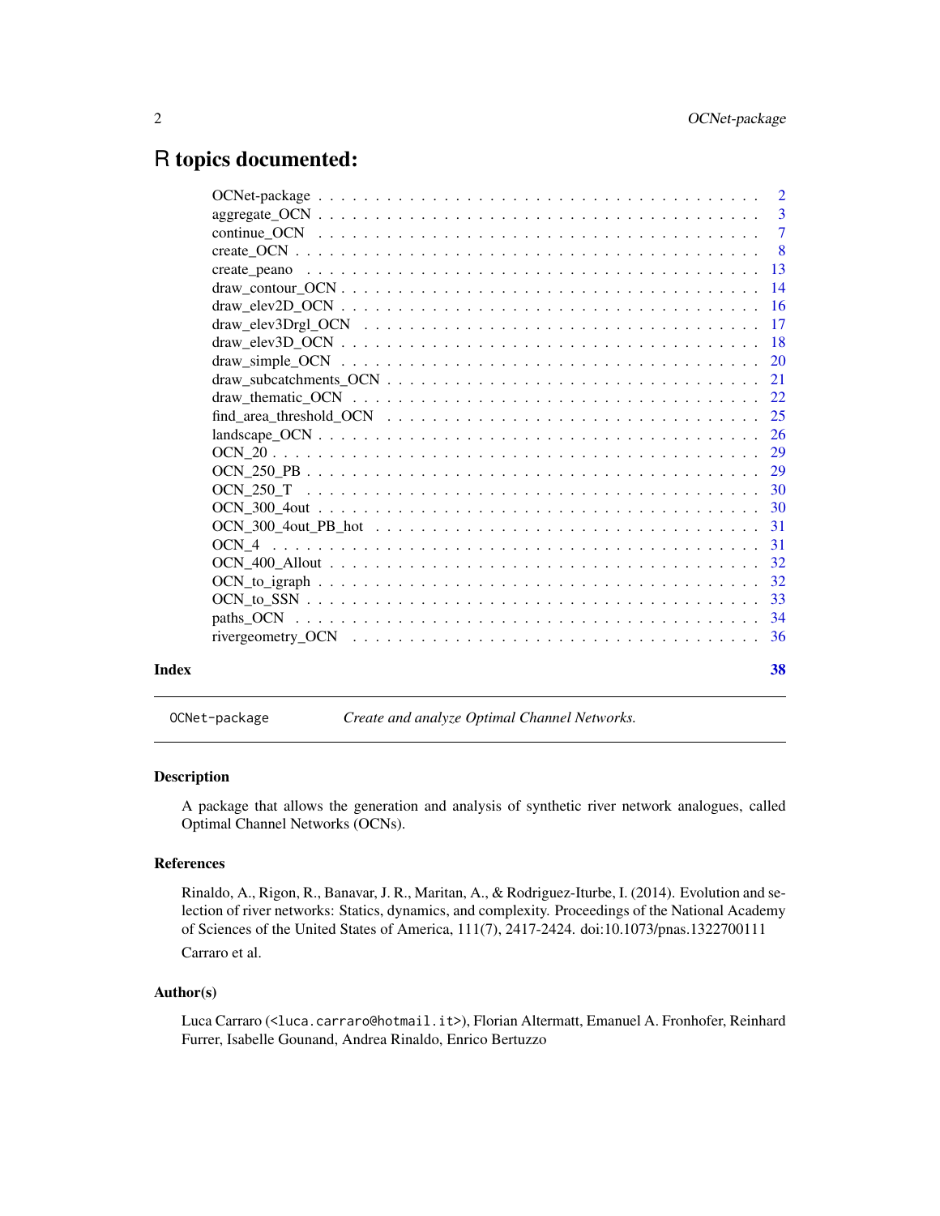# R topics documented:

| | |
|---|---|
| OCNet-package | 2 |
| aggregate_OCN | 3 |
| continue_OCN | 7 |
| create_OCN | 8 |
| create_peano | 13 |
| draw_contour_OCN | 14 |
| draw_elev2D_OCN | 16 |
| draw_elev3Drgl_OCN | 17 |
| draw_elev3D_OCN | 18 |
| draw_simple_OCN | 20 |
| draw_subcatchments_OCN | 21 |
| draw_thematic_OCN | 22 |
| find_area_threshold_OCN | 25 |
| landscape_OCN | 26 |
| OCN_20 | 29 |
| OCN_250_PB | 29 |
| OCN_250_T | 30 |
| OCN_300_4out | 30 |
| OCN_300_4out_PB_hot | 31 |
| OCN_4 | 31 |
| OCN_400_Allout | 32 |
| OCN_to_igraph | 32 |
| OCN_to_SSN | 33 |
| paths_OCN | 34 |
| rivergeometry_OCN | 36 |
| **Index** | **38** |

---

`OCNet-package` *Create and analyze Optimal Channel Networks.*

---

### Description

A package that allows the generation and analysis of synthetic river network analogues, called Optimal Channel Networks (OCNs).

### References

Rinaldo, A., Rigon, R., Banavar, J. R., Maritan, A., & Rodriguez-Iturbe, I. (2014). Evolution and selection of river networks: Statics, dynamics, and complexity. Proceedings of the National Academy of Sciences of the United States of America, 111(7), 2417-2424. doi:10.1073/pnas.1322700111

Carraro et al.

### Author(s)

Luca Carraro (<luca.carraro@hotmail.it>), Florian Altermatt, Emanuel A. Fronhofer, Reinhard Furrer, Isabelle Gounand, Andrea Rinaldo, Enrico Bertuzzo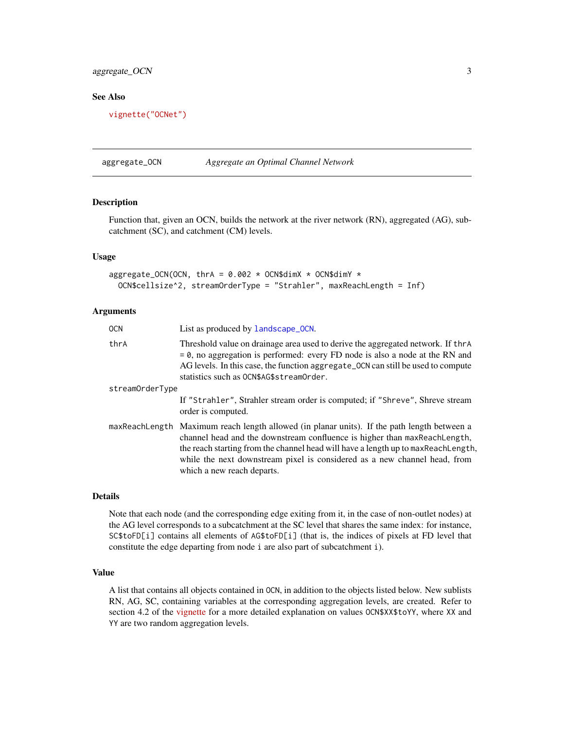## See Also

vignette("OCNet")

---

## aggregate_OCN — *Aggregate an Optimal Channel Network*

---

### Description

Function that, given an OCN, builds the network at the river network (RN), aggregated (AG), subcatchment (SC), and catchment (CM) levels.

### Usage

```
aggregate_OCN(OCN, thrA = 0.002 * OCN$dimX * OCN$dimY *
  OCN$cellsize^2, streamOrderType = "Strahler", maxReachLength = Inf)
```

### Arguments

| | |
|---|---|
| OCN | List as produced by landscape_OCN. |
| thrA | Threshold value on drainage area used to derive the aggregated network. If thrA = 0, no aggregation is performed: every FD node is also a node at the RN and AG levels. In this case, the function aggregate_OCN can still be used to compute statistics such as OCN$AG$streamOrder. |
| streamOrderType | If "Strahler", Strahler stream order is computed; if "Shreve", Shreve stream order is computed. |
| maxReachLength | Maximum reach length allowed (in planar units). If the path length between a channel head and the downstream confluence is higher than maxReachLength, the reach starting from the channel head will have a length up to maxReachLength, while the next downstream pixel is considered as a new channel head, from which a new reach departs. |

### Details

Note that each node (and the corresponding edge exiting from it, in the case of non-outlet nodes) at the AG level corresponds to a subcatchment at the SC level that shares the same index: for instance, SC$toFD[i] contains all elements of AG$toFD[i] (that is, the indices of pixels at FD level that constitute the edge departing from node i are also part of subcatchment i).

### Value

A list that contains all objects contained in OCN, in addition to the objects listed below. New sublists RN, AG, SC, containing variables at the corresponding aggregation levels, are created. Refer to section 4.2 of the vignette for a more detailed explanation on values OCN$XX$toYY, where XX and YY are two random aggregation levels.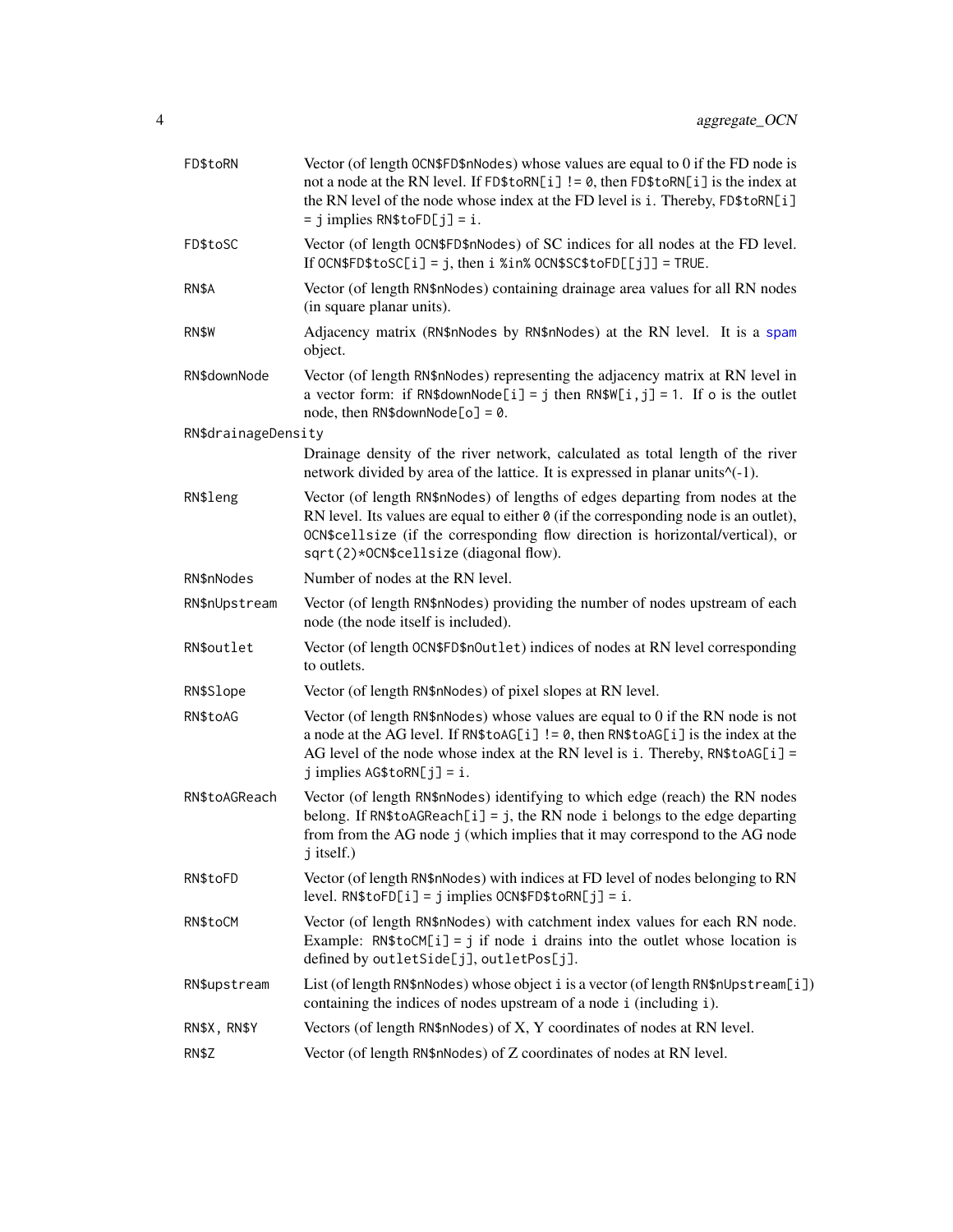| | |
|---|---|
| `FD$toRN` | Vector (of length `OCN$FD$nNodes`) whose values are equal to 0 if the FD node is not a node at the RN level. If `FD$toRN[i] != 0`, then `FD$toRN[i]` is the index at the RN level of the node whose index at the FD level is `i`. Thereby, `FD$toRN[i] = j` implies `RN$toFD[j] = i`. |
| `FD$toSC` | Vector (of length `OCN$FD$nNodes`) of SC indices for all nodes at the FD level. If `OCN$FD$toSC[i] = j`, then `i %in% OCN$SC$toFD[[j]] = TRUE`. |
| `RN$A` | Vector (of length `RN$nNodes`) containing drainage area values for all RN nodes (in square planar units). |
| `RN$W` | Adjacency matrix (`RN$nNodes` by `RN$nNodes`) at the RN level. It is a `spam` object. |
| `RN$downNode` | Vector (of length `RN$nNodes`) representing the adjacency matrix at RN level in a vector form: if `RN$downNode[i] = j` then `RN$W[i,j] = 1`. If `o` is the outlet node, then `RN$downNode[o] = 0`. |
| `RN$drainageDensity` | Drainage density of the river network, calculated as total length of the river network divided by area of the lattice. It is expressed in planar units^(-1). |
| `RN$leng` | Vector (of length `RN$nNodes`) of lengths of edges departing from nodes at the RN level. Its values are equal to either `0` (if the corresponding node is an outlet), `OCN$cellsize` (if the corresponding flow direction is horizontal/vertical), or `sqrt(2)*OCN$cellsize` (diagonal flow). |
| `RN$nNodes` | Number of nodes at the RN level. |
| `RN$nUpstream` | Vector (of length `RN$nNodes`) providing the number of nodes upstream of each node (the node itself is included). |
| `RN$outlet` | Vector (of length `OCN$FD$nOutlet`) indices of nodes at RN level corresponding to outlets. |
| `RN$Slope` | Vector (of length `RN$nNodes`) of pixel slopes at RN level. |
| `RN$toAG` | Vector (of length `RN$nNodes`) whose values are equal to 0 if the RN node is not a node at the AG level. If `RN$toAG[i] != 0`, then `RN$toAG[i]` is the index at the AG level of the node whose index at the RN level is `i`. Thereby, `RN$toAG[i] = j` implies `AG$toRN[j] = i`. |
| `RN$toAGReach` | Vector (of length `RN$nNodes`) identifying to which edge (reach) the RN nodes belong. If `RN$toAGReach[i] = j`, the RN node `i` belongs to the edge departing from from the AG node `j` (which implies that it may correspond to the AG node `j` itself.) |
| `RN$toFD` | Vector (of length `RN$nNodes`) with indices at FD level of nodes belonging to RN level. `RN$toFD[i] = j` implies `OCN$FD$toRN[j] = i`. |
| `RN$toCM` | Vector (of length `RN$nNodes`) with catchment index values for each RN node. Example: `RN$toCM[i] = j` if node `i` drains into the outlet whose location is defined by `outletSide[j]`, `outletPos[j]`. |
| `RN$upstream` | List (of length `RN$nNodes`) whose object `i` is a vector (of length `RN$nUpstream[i]`) containing the indices of nodes upstream of a node `i` (including `i`). |
| `RN$X, RN$Y` | Vectors (of length `RN$nNodes`) of X, Y coordinates of nodes at RN level. |
| `RN$Z` | Vector (of length `RN$nNodes`) of Z coordinates of nodes at RN level. |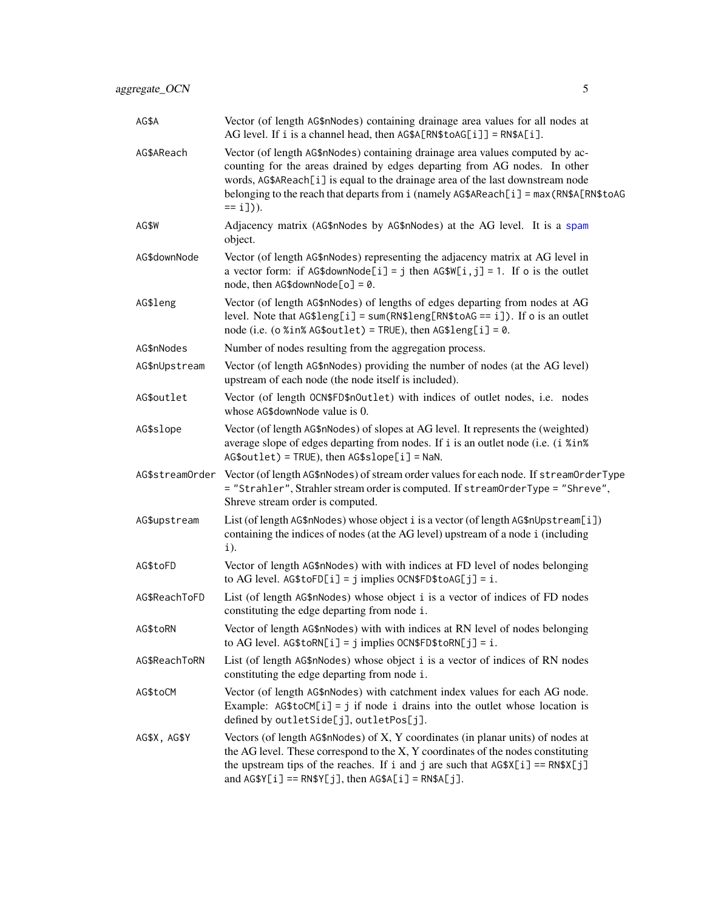`AG$A`
: Vector (of length `AG$nNodes`) containing drainage area values for all nodes at AG level. If `i` is a channel head, then `AG$A[RN$toAG[i]] = RN$A[i]`.

`AG$AReach`
: Vector (of length `AG$nNodes`) containing drainage area values computed by accounting for the areas drained by edges departing from AG nodes. In other words, `AG$AReach[i]` is equal to the drainage area of the last downstream node belonging to the reach that departs from `i` (namely `AG$AReach[i] = max(RN$A[RN$toAG == i])`).

`AG$W`
: Adjacency matrix (`AG$nNodes` by `AG$nNodes`) at the AG level. It is a `spam` object.

`AG$downNode`
: Vector (of length `AG$nNodes`) representing the adjacency matrix at AG level in a vector form: if `AG$downNode[i] = j` then `AG$W[i,j] = 1`. If `o` is the outlet node, then `AG$downNode[o] = 0`.

`AG$leng`
: Vector (of length `AG$nNodes`) of lengths of edges departing from nodes at AG level. Note that `AG$leng[i] = sum(RN$leng[RN$toAG == i])`. If `o` is an outlet node (i.e. `(o %in% AG$outlet) = TRUE`), then `AG$leng[i] = 0`.

`AG$nNodes`
: Number of nodes resulting from the aggregation process.

`AG$nUpstream`
: Vector (of length `AG$nNodes`) providing the number of nodes (at the AG level) upstream of each node (the node itself is included).

`AG$outlet`
: Vector (of length `OCN$FD$nOutlet`) with indices of outlet nodes, i.e. nodes whose `AG$downNode` value is 0.

`AG$slope`
: Vector (of length `AG$nNodes`) of slopes at AG level. It represents the (weighted) average slope of edges departing from nodes. If `i` is an outlet node (i.e. `(i %in% AG$outlet) = TRUE`), then `AG$slope[i] = NaN`.

`AG$streamOrder`
: Vector (of length `AG$nNodes`) of stream order values for each node. If `streamOrderType = "Strahler"`, Strahler stream order is computed. If `streamOrderType = "Shreve"`, Shreve stream order is computed.

`AG$upstream`
: List (of length `AG$nNodes`) whose object `i` is a vector (of length `AG$nUpstream[i]`) containing the indices of nodes (at the AG level) upstream of a node `i` (including `i`).

`AG$toFD`
: Vector of length `AG$nNodes` with with indices at FD level of nodes belonging to AG level. `AG$toFD[i] = j` implies `OCN$FD$toAG[j] = i`.

`AG$ReachToFD`
: List (of length `AG$nNodes`) whose object `i` is a vector of indices of FD nodes constituting the edge departing from node `i`.

`AG$toRN`
: Vector of length `AG$nNodes` with with indices at RN level of nodes belonging to AG level. `AG$toRN[i] = j` implies `OCN$FD$toRN[j] = i`.

`AG$ReachToRN`
: List (of length `AG$nNodes`) whose object `i` is a vector of indices of RN nodes constituting the edge departing from node `i`.

`AG$toCM`
: Vector (of length `AG$nNodes`) with catchment index values for each AG node. Example: `AG$toCM[i] = j` if node `i` drains into the outlet whose location is defined by `outletSide[j]`, `outletPos[j]`.

`AG$X, AG$Y`
: Vectors (of length `AG$nNodes`) of X, Y coordinates (in planar units) of nodes at the AG level. These correspond to the X, Y coordinates of the nodes constituting the upstream tips of the reaches. If `i` and `j` are such that `AG$X[i] == RN$X[j]` and `AG$Y[i] == RN$Y[j]`, then `AG$A[i] = RN$A[j]`.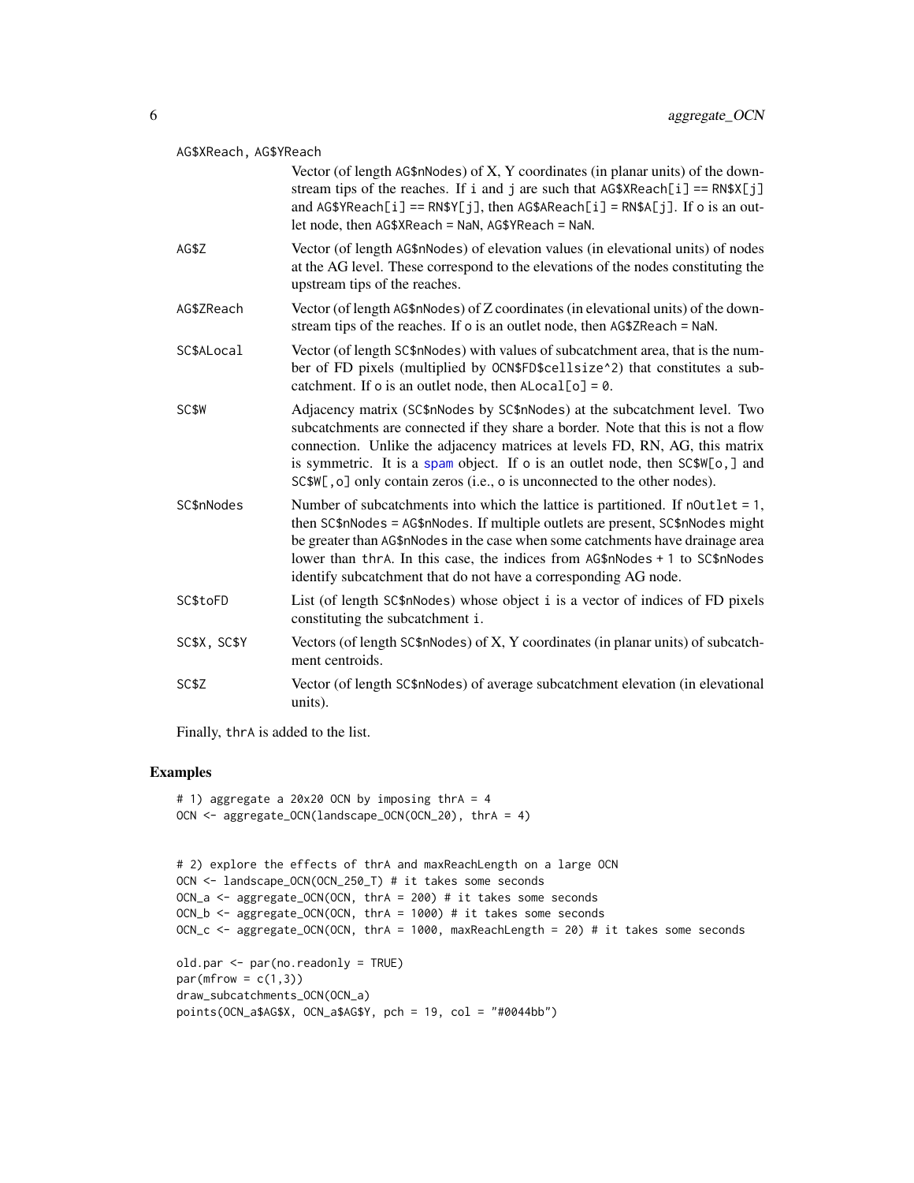AG$XReach, AG$YReach
: Vector (of length AG$nNodes) of X, Y coordinates (in planar units) of the downstream tips of the reaches. If i and j are such that AG$XReach[i] == RN$X[j] and AG$YReach[i] == RN$Y[j], then AG$AReach[i] = RN$A[j]. If o is an outlet node, then AG$XReach = NaN, AG$YReach = NaN.

AG$Z
: Vector (of length AG$nNodes) of elevation values (in elevational units) of nodes at the AG level. These correspond to the elevations of the nodes constituting the upstream tips of the reaches.

AG$ZReach
: Vector (of length AG$nNodes) of Z coordinates (in elevational units) of the downstream tips of the reaches. If o is an outlet node, then AG$ZReach = NaN.

SC$ALocal
: Vector (of length SC$nNodes) with values of subcatchment area, that is the number of FD pixels (multiplied by OCN$FD$cellsize^2) that constitutes a subcatchment. If o is an outlet node, then ALocal[o] = 0.

SC$W
: Adjacency matrix (SC$nNodes by SC$nNodes) at the subcatchment level. Two subcatchments are connected if they share a border. Note that this is not a flow connection. Unlike the adjacency matrices at levels FD, RN, AG, this matrix is symmetric. It is a spam object. If o is an outlet node, then SC$W[o,] and SC$W[,o] only contain zeros (i.e., o is unconnected to the other nodes).

SC$nNodes
: Number of subcatchments into which the lattice is partitioned. If nOutlet = 1, then SC$nNodes = AG$nNodes. If multiple outlets are present, SC$nNodes might be greater than AG$nNodes in the case when some catchments have drainage area lower than thrA. In this case, the indices from AG$nNodes + 1 to SC$nNodes identify subcatchment that do not have a corresponding AG node.

SC$toFD
: List (of length SC$nNodes) whose object i is a vector of indices of FD pixels constituting the subcatchment i.

SC$X, SC$Y
: Vectors (of length SC$nNodes) of X, Y coordinates (in planar units) of subcatchment centroids.

SC$Z
: Vector (of length SC$nNodes) of average subcatchment elevation (in elevational units).

Finally, thrA is added to the list.

## Examples

```
# 1) aggregate a 20x20 OCN by imposing thrA = 4
OCN <- aggregate_OCN(landscape_OCN(OCN_20), thrA = 4)


# 2) explore the effects of thrA and maxReachLength on a large OCN
OCN <- landscape_OCN(OCN_250_T) # it takes some seconds
OCN_a <- aggregate_OCN(OCN, thrA = 200) # it takes some seconds
OCN_b <- aggregate_OCN(OCN, thrA = 1000) # it takes some seconds
OCN_c <- aggregate_OCN(OCN, thrA = 1000, maxReachLength = 20) # it takes some seconds

old.par <- par(no.readonly = TRUE)
par(mfrow = c(1,3))
draw_subcatchments_OCN(OCN_a)
points(OCN_a$AG$X, OCN_a$AG$Y, pch = 19, col = "#0044bb")
```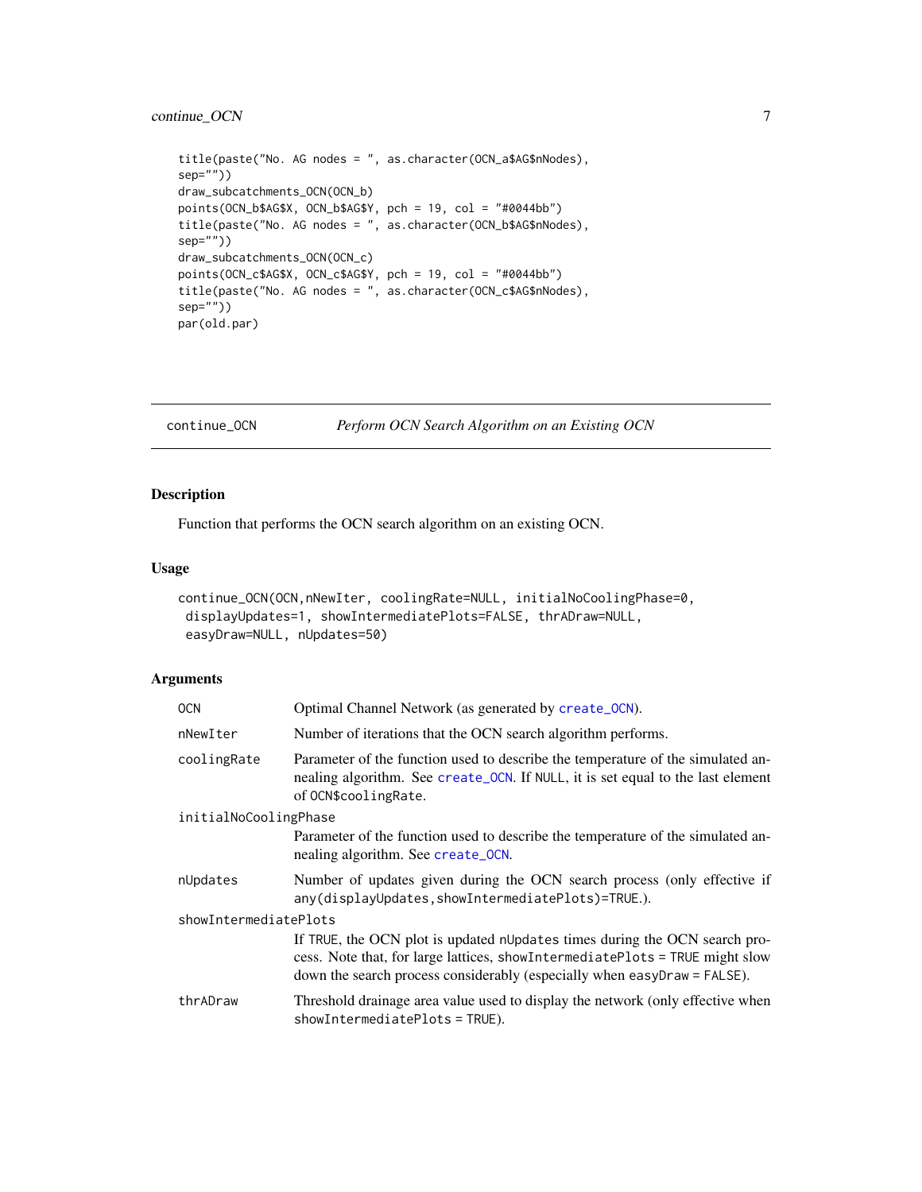```
title(paste("No. AG nodes = ", as.character(OCN_a$AG$nNodes),
sep=""))
draw_subcatchments_OCN(OCN_b)
points(OCN_b$AG$X, OCN_b$AG$Y, pch = 19, col = "#0044bb")
title(paste("No. AG nodes = ", as.character(OCN_b$AG$nNodes),
sep=""))
draw_subcatchments_OCN(OCN_c)
points(OCN_c$AG$X, OCN_c$AG$Y, pch = 19, col = "#0044bb")
title(paste("No. AG nodes = ", as.character(OCN_c$AG$nNodes),
sep=""))
par(old.par)
```

---

## continue_OCN — *Perform OCN Search Algorithm on an Existing OCN*

### Description

Function that performs the OCN search algorithm on an existing OCN.

### Usage

```
continue_OCN(OCN,nNewIter, coolingRate=NULL, initialNoCoolingPhase=0,
 displayUpdates=1, showIntermediatePlots=FALSE, thrADraw=NULL,
 easyDraw=NULL, nUpdates=50)
```

### Arguments

| | |
|---|---|
| `OCN` | Optimal Channel Network (as generated by `create_OCN`). |
| `nNewIter` | Number of iterations that the OCN search algorithm performs. |
| `coolingRate` | Parameter of the function used to describe the temperature of the simulated annealing algorithm. See `create_OCN`. If `NULL`, it is set equal to the last element of `OCN$coolingRate`. |
| `initialNoCoolingPhase` | Parameter of the function used to describe the temperature of the simulated annealing algorithm. See `create_OCN`. |
| `nUpdates` | Number of updates given during the OCN search process (only effective if `any(displayUpdates,showIntermediatePlots)=TRUE`.). |
| `showIntermediatePlots` | If `TRUE`, the OCN plot is updated `nUpdates` times during the OCN search process. Note that, for large lattices, `showIntermediatePlots = TRUE` might slow down the search process considerably (especially when `easyDraw = FALSE`). |
| `thrADraw` | Threshold drainage area value used to display the network (only effective when `showIntermediatePlots = TRUE`). |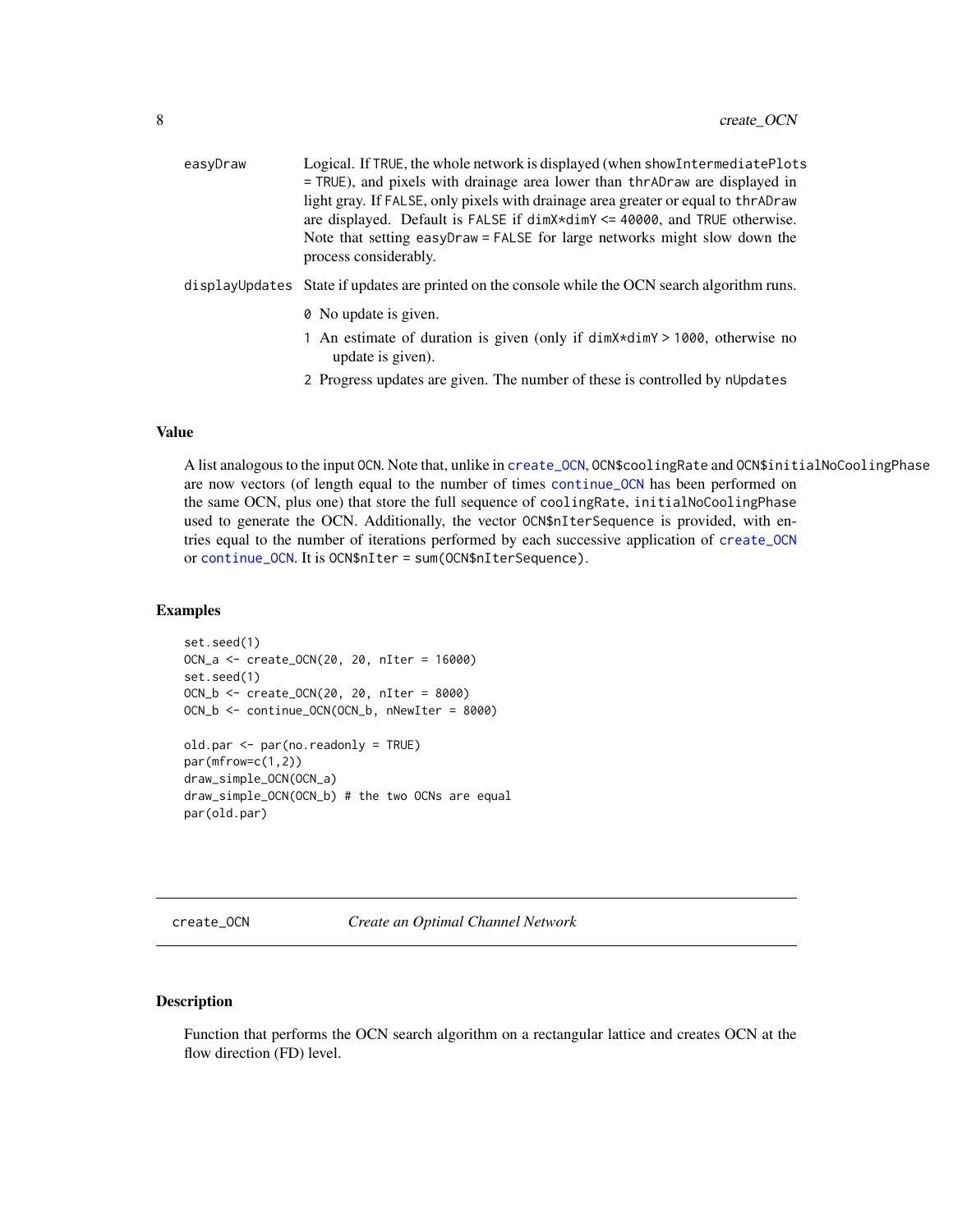easyDraw
: Logical. If `TRUE`, the whole network is displayed (when `showIntermediatePlots = TRUE`), and pixels with drainage area lower than `thrADraw` are displayed in light gray. If `FALSE`, only pixels with drainage area greater or equal to `thrADraw` are displayed. Default is `FALSE` if `dimX*dimY <= 40000`, and `TRUE` otherwise. Note that setting `easyDraw = FALSE` for large networks might slow down the process considerably.

displayUpdates
: State if updates are printed on the console while the OCN search algorithm runs.

  - 0 No update is given.
  - 1 An estimate of duration is given (only if `dimX*dimY > 1000`, otherwise no update is given).
  - 2 Progress updates are given. The number of these is controlled by `nUpdates`

### Value

A list analogous to the input `OCN`. Note that, unlike in `create_OCN`, `OCN$coolingRate` and `OCN$initialNoCoolingPhase` are now vectors (of length equal to the number of times `continue_OCN` has been performed on the same OCN, plus one) that store the full sequence of `coolingRate`, `initialNoCoolingPhase` used to generate the OCN. Additionally, the vector `OCN$nIterSequence` is provided, with entries equal to the number of iterations performed by each successive application of `create_OCN` or `continue_OCN`. It is `OCN$nIter = sum(OCN$nIterSequence)`.

### Examples

```
set.seed(1)
OCN_a <- create_OCN(20, 20, nIter = 16000)
set.seed(1)
OCN_b <- create_OCN(20, 20, nIter = 8000)
OCN_b <- continue_OCN(OCN_b, nNewIter = 8000)

old.par <- par(no.readonly = TRUE)
par(mfrow=c(1,2))
draw_simple_OCN(OCN_a)
draw_simple_OCN(OCN_b) # the two OCNs are equal
par(old.par)
```

---

## create_OCN    *Create an Optimal Channel Network*

---

### Description

Function that performs the OCN search algorithm on a rectangular lattice and creates OCN at the flow direction (FD) level.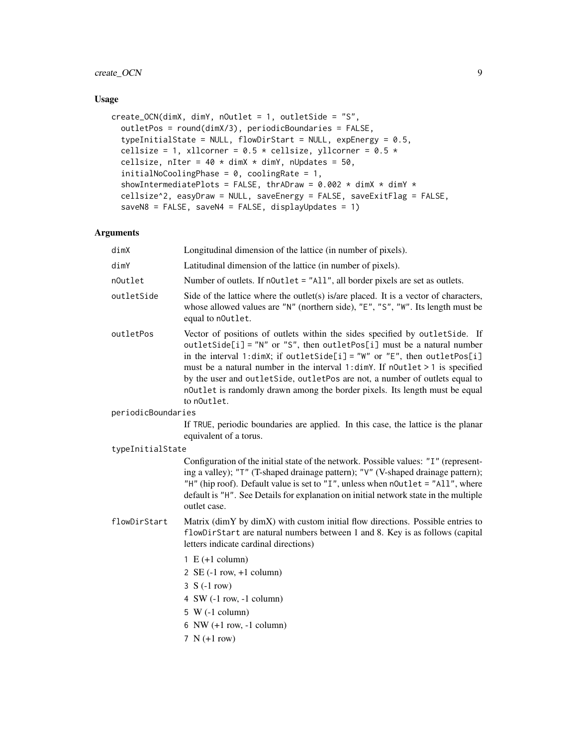## Usage

```
create_OCN(dimX, dimY, nOutlet = 1, outletSide = "S",
  outletPos = round(dimX/3), periodicBoundaries = FALSE,
  typeInitialState = NULL, flowDirStart = NULL, expEnergy = 0.5,
  cellsize = 1, xllcorner = 0.5 * cellsize, yllcorner = 0.5 *
  cellsize, nIter = 40 * dimX * dimY, nUpdates = 50,
  initialNoCoolingPhase = 0, coolingRate = 1,
  showIntermediatePlots = FALSE, thrADraw = 0.002 * dimX * dimY *
  cellsize^2, easyDraw = NULL, saveEnergy = FALSE, saveExitFlag = FALSE,
  saveN8 = FALSE, saveN4 = FALSE, displayUpdates = 1)
```

## Arguments

`dimX` Longitudinal dimension of the lattice (in number of pixels).

`dimY` Latitudinal dimension of the lattice (in number of pixels).

`nOutlet` Number of outlets. If `nOutlet = "All"`, all border pixels are set as outlets.

`outletSide` Side of the lattice where the outlet(s) is/are placed. It is a vector of characters, whose allowed values are `"N"` (northern side), `"E"`, `"S"`, `"W"`. Its length must be equal to `nOutlet`.

`outletPos` Vector of positions of outlets within the sides specified by `outletSide`. If `outletSide[i] = "N"` or `"S"`, then `outletPos[i]` must be a natural number in the interval `1:dimX`; if `outletSide[i] = "W"` or `"E"`, then `outletPos[i]` must be a natural number in the interval `1:dimY`. If `nOutlet > 1` is specified by the user and `outletSide`, `outletPos` are not, a number of outlets equal to `nOutlet` is randomly drawn among the border pixels. Its length must be equal to `nOutlet`.

`periodicBoundaries` If `TRUE`, periodic boundaries are applied. In this case, the lattice is the planar equivalent of a torus.

`typeInitialState` Configuration of the initial state of the network. Possible values: `"I"` (representing a valley); `"T"` (T-shaped drainage pattern); `"V"` (V-shaped drainage pattern); `"H"` (hip roof). Default value is set to `"I"`, unless when `nOutlet = "All"`, where default is `"H"`. See Details for explanation on initial network state in the multiple outlet case.

`flowDirStart` Matrix (dimY by dimX) with custom initial flow directions. Possible entries to `flowDirStart` are natural numbers between 1 and 8. Key is as follows (capital letters indicate cardinal directions)

1 E (+1 column)
2 SE (-1 row, +1 column)
3 S (-1 row)
4 SW (-1 row, -1 column)
5 W (-1 column)
6 NW (+1 row, -1 column)
7 N (+1 row)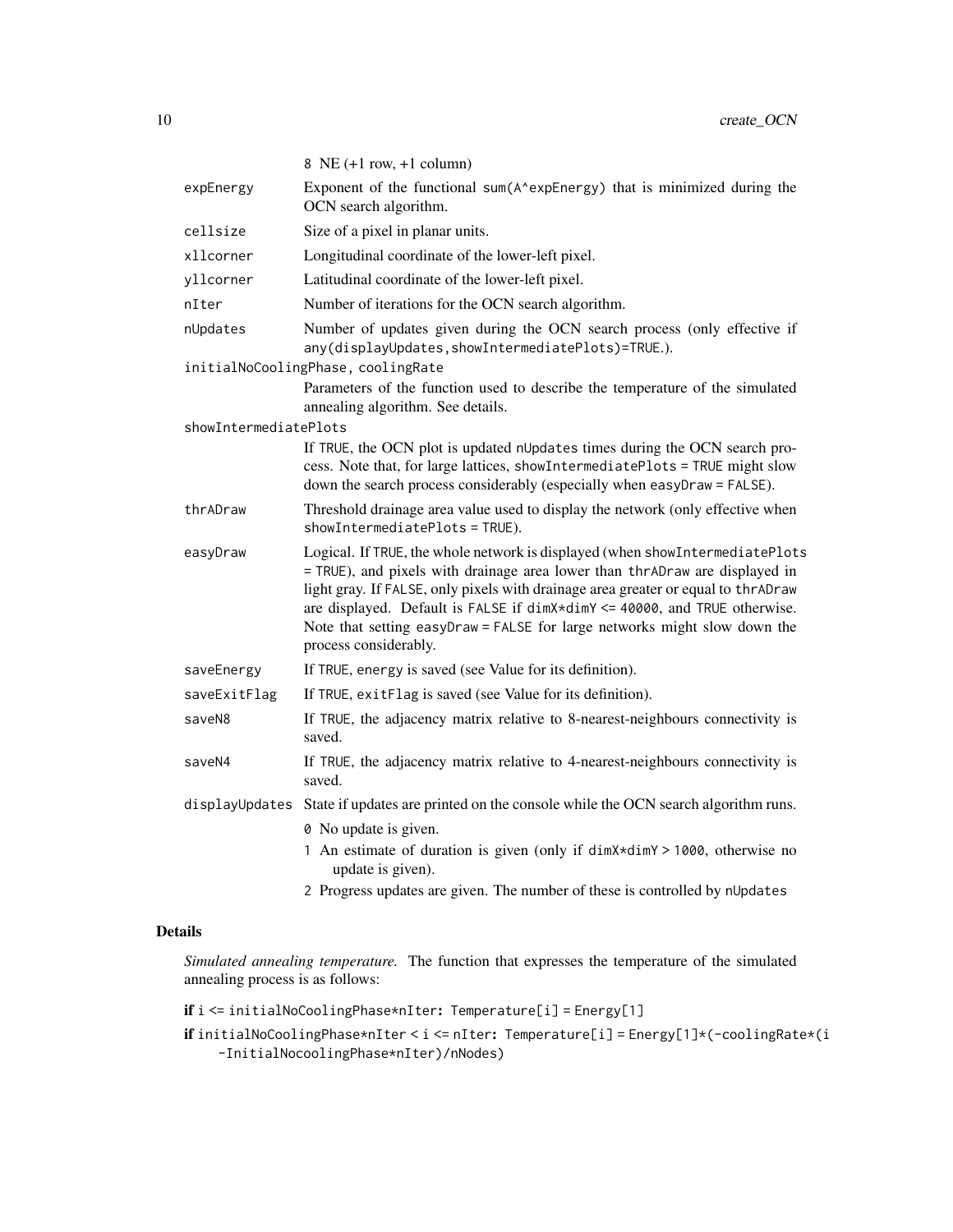| | |
|---|---|
| | `8` NE (+1 row, +1 column) |
| `expEnergy` | Exponent of the functional `sum(A^expEnergy)` that is minimized during the OCN search algorithm. |
| `cellsize` | Size of a pixel in planar units. |
| `xllcorner` | Longitudinal coordinate of the lower-left pixel. |
| `yllcorner` | Latitudinal coordinate of the lower-left pixel. |
| `nIter` | Number of iterations for the OCN search algorithm. |
| `nUpdates` | Number of updates given during the OCN search process (only effective if `any(displayUpdates,showIntermediatePlots)=TRUE.`). |
| `initialNoCoolingPhase, coolingRate` | Parameters of the function used to describe the temperature of the simulated annealing algorithm. See details. |
| `showIntermediatePlots` | If `TRUE`, the OCN plot is updated `nUpdates` times during the OCN search process. Note that, for large lattices, `showIntermediatePlots = TRUE` might slow down the search process considerably (especially when `easyDraw = FALSE`). |
| `thrADraw` | Threshold drainage area value used to display the network (only effective when `showIntermediatePlots = TRUE`). |
| `easyDraw` | Logical. If `TRUE`, the whole network is displayed (when `showIntermediatePlots = TRUE`), and pixels with drainage area lower than `thrADraw` are displayed in light gray. If `FALSE`, only pixels with drainage area greater or equal to `thrADraw` are displayed. Default is `FALSE` if `dimX*dimY <= 40000`, and `TRUE` otherwise. Note that setting `easyDraw = FALSE` for large networks might slow down the process considerably. |
| `saveEnergy` | If `TRUE`, `energy` is saved (see Value for its definition). |
| `saveExitFlag` | If `TRUE`, `exitFlag` is saved (see Value for its definition). |
| `saveN8` | If `TRUE`, the adjacency matrix relative to 8-nearest-neighbours connectivity is saved. |
| `saveN4` | If `TRUE`, the adjacency matrix relative to 4-nearest-neighbours connectivity is saved. |
| `displayUpdates` | State if updates are printed on the console while the OCN search algorithm runs.<br>`0` No update is given.<br>`1` An estimate of duration is given (only if `dimX*dimY > 1000`, otherwise no update is given).<br>`2` Progress updates are given. The number of these is controlled by `nUpdates` |

## Details

*Simulated annealing temperature.* The function that expresses the temperature of the simulated annealing process is as follows:

**if** `i <= initialNoCoolingPhase*nIter`**:** `Temperature[i] = Energy[1]`

**if** `initialNoCoolingPhase*nIter < i <= nIter`**:** `Temperature[i] = Energy[1]*(-coolingRate*(i -InitialNocoolingPhase*nIter)/nNodes)`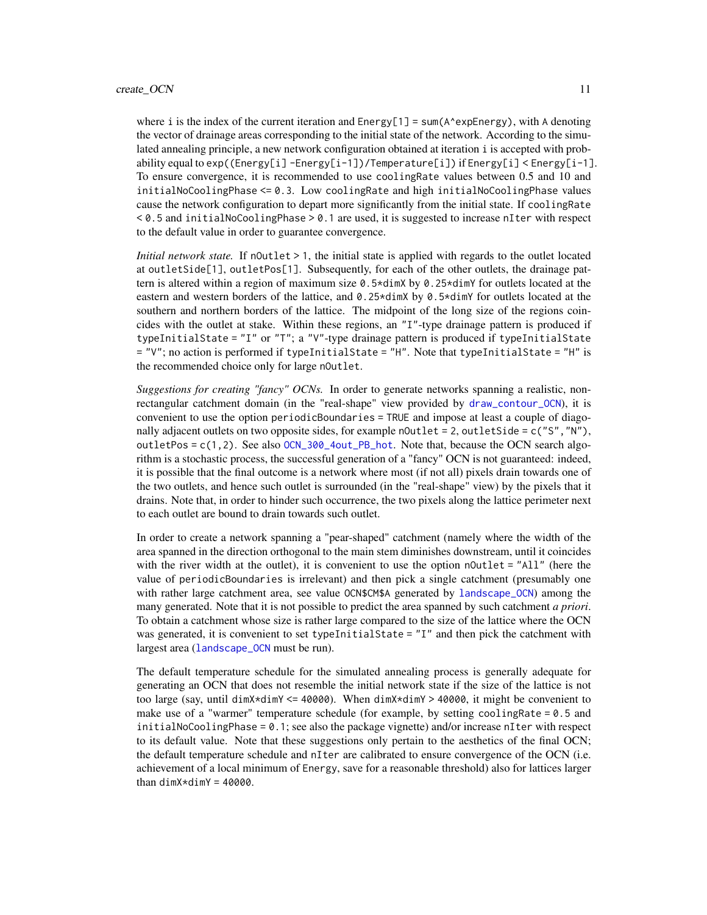where i is the index of the current iteration and Energy[1] = sum(A^expEnergy), with A denoting the vector of drainage areas corresponding to the initial state of the network. According to the simulated annealing principle, a new network configuration obtained at iteration i is accepted with probability equal to exp((Energy[i] -Energy[i-1])/Temperature[i]) if Energy[i] < Energy[i-1]. To ensure convergence, it is recommended to use coolingRate values between 0.5 and 10 and initialNoCoolingPhase <= 0.3. Low coolingRate and high initialNoCoolingPhase values cause the network configuration to depart more significantly from the initial state. If coolingRate < 0.5 and initialNoCoolingPhase > 0.1 are used, it is suggested to increase nIter with respect to the default value in order to guarantee convergence.

*Initial network state.* If nOutlet > 1, the initial state is applied with regards to the outlet located at outletSide[1], outletPos[1]. Subsequently, for each of the other outlets, the drainage pattern is altered within a region of maximum size 0.5*dimX by 0.25*dimY for outlets located at the eastern and western borders of the lattice, and 0.25*dimX by 0.5*dimY for outlets located at the southern and northern borders of the lattice. The midpoint of the long size of the regions coincides with the outlet at stake. Within these regions, an "I"-type drainage pattern is produced if typeInitialState = "I" or "T"; a "V"-type drainage pattern is produced if typeInitialState = "V"; no action is performed if typeInitialState = "H". Note that typeInitialState = "H" is the recommended choice only for large nOutlet.

*Suggestions for creating "fancy" OCNs.* In order to generate networks spanning a realistic, non-rectangular catchment domain (in the "real-shape" view provided by draw_contour_OCN), it is convenient to use the option periodicBoundaries = TRUE and impose at least a couple of diagonally adjacent outlets on two opposite sides, for example nOutlet = 2, outletSide = c("S","N"), outletPos = c(1,2). See also OCN_300_4out_PB_hot. Note that, because the OCN search algorithm is a stochastic process, the successful generation of a "fancy" OCN is not guaranteed: indeed, it is possible that the final outcome is a network where most (if not all) pixels drain towards one of the two outlets, and hence such outlet is surrounded (in the "real-shape" view) by the pixels that it drains. Note that, in order to hinder such occurrence, the two pixels along the lattice perimeter next to each outlet are bound to drain towards such outlet.

In order to create a network spanning a "pear-shaped" catchment (namely where the width of the area spanned in the direction orthogonal to the main stem diminishes downstream, until it coincides with the river width at the outlet), it is convenient to use the option nOutlet = "All" (here the value of periodicBoundaries is irrelevant) and then pick a single catchment (presumably one with rather large catchment area, see value OCN$CM$A generated by landscape_OCN) among the many generated. Note that it is not possible to predict the area spanned by such catchment *a priori*. To obtain a catchment whose size is rather large compared to the size of the lattice where the OCN was generated, it is convenient to set typeInitialState = "I" and then pick the catchment with largest area (landscape_OCN must be run).

The default temperature schedule for the simulated annealing process is generally adequate for generating an OCN that does not resemble the initial network state if the size of the lattice is not too large (say, until dimX*dimY <= 40000). When dimX*dimY > 40000, it might be convenient to make use of a "warmer" temperature schedule (for example, by setting coolingRate = 0.5 and initialNoCoolingPhase = 0.1; see also the package vignette) and/or increase nIter with respect to its default value. Note that these suggestions only pertain to the aesthetics of the final OCN; the default temperature schedule and nIter are calibrated to ensure convergence of the OCN (i.e. achievement of a local minimum of Energy, save for a reasonable threshold) also for lattices larger than dimX*dimY = 40000.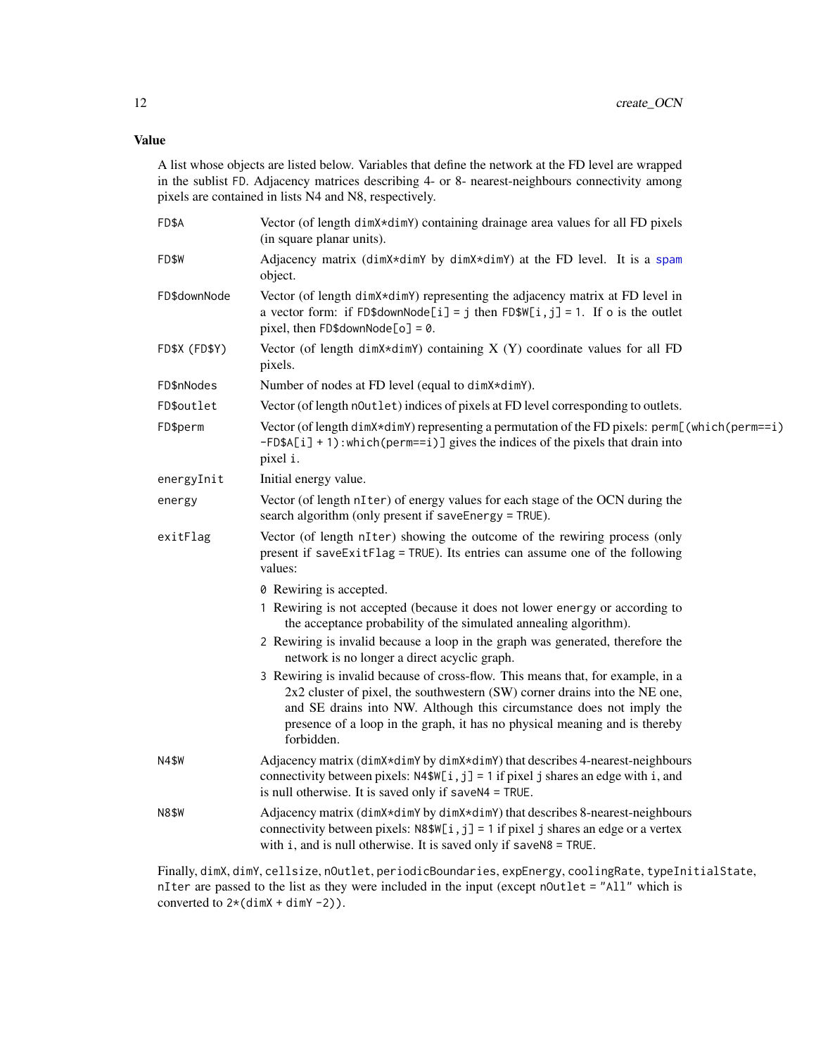## Value

A list whose objects are listed below. Variables that define the network at the FD level are wrapped in the sublist FD. Adjacency matrices describing 4- or 8- nearest-neighbours connectivity among pixels are contained in lists N4 and N8, respectively.

**FD$A**
Vector (of length dimX*dimY) containing drainage area values for all FD pixels (in square planar units).

**FD$W**
Adjacency matrix (dimX*dimY by dimX*dimY) at the FD level. It is a spam object.

**FD$downNode**
Vector (of length dimX*dimY) representing the adjacency matrix at FD level in a vector form: if FD$downNode[i] = j then FD$W[i,j] = 1. If o is the outlet pixel, then FD$downNode[o] = 0.

**FD$X (FD$Y)**
Vector (of length dimX*dimY) containing X (Y) coordinate values for all FD pixels.

**FD$nNodes**
Number of nodes at FD level (equal to dimX*dimY).

**FD$outlet**
Vector (of length nOutlet) indices of pixels at FD level corresponding to outlets.

**FD$perm**
Vector (of length dimX*dimY) representing a permutation of the FD pixels: perm[(which(perm==i) -FD$A[i] + 1):which(perm==i)] gives the indices of the pixels that drain into pixel i.

**energyInit**
Initial energy value.

**energy**
Vector (of length nIter) of energy values for each stage of the OCN during the search algorithm (only present if saveEnergy = TRUE).

**exitFlag**
Vector (of length nIter) showing the outcome of the rewiring process (only present if saveExitFlag = TRUE). Its entries can assume one of the following values:

- 0 Rewiring is accepted.
- 1 Rewiring is not accepted (because it does not lower energy or according to the acceptance probability of the simulated annealing algorithm).
- 2 Rewiring is invalid because a loop in the graph was generated, therefore the network is no longer a direct acyclic graph.
- 3 Rewiring is invalid because of cross-flow. This means that, for example, in a 2x2 cluster of pixel, the southwestern (SW) corner drains into the NE one, and SE drains into NW. Although this circumstance does not imply the presence of a loop in the graph, it has no physical meaning and is thereby forbidden.

**N4$W**
Adjacency matrix (dimX*dimY by dimX*dimY) that describes 4-nearest-neighbours connectivity between pixels: N4$W[i,j] = 1 if pixel j shares an edge with i, and is null otherwise. It is saved only if saveN4 = TRUE.

**N8$W**
Adjacency matrix (dimX*dimY by dimX*dimY) that describes 8-nearest-neighbours connectivity between pixels: N8$W[i,j] = 1 if pixel j shares an edge or a vertex with i, and is null otherwise. It is saved only if saveN8 = TRUE.

Finally, dimX, dimY, cellsize, nOutlet, periodicBoundaries, expEnergy, coolingRate, typeInitialState, nIter are passed to the list as they were included in the input (except nOutlet = "All" which is converted to 2*(dimX + dimY -2)).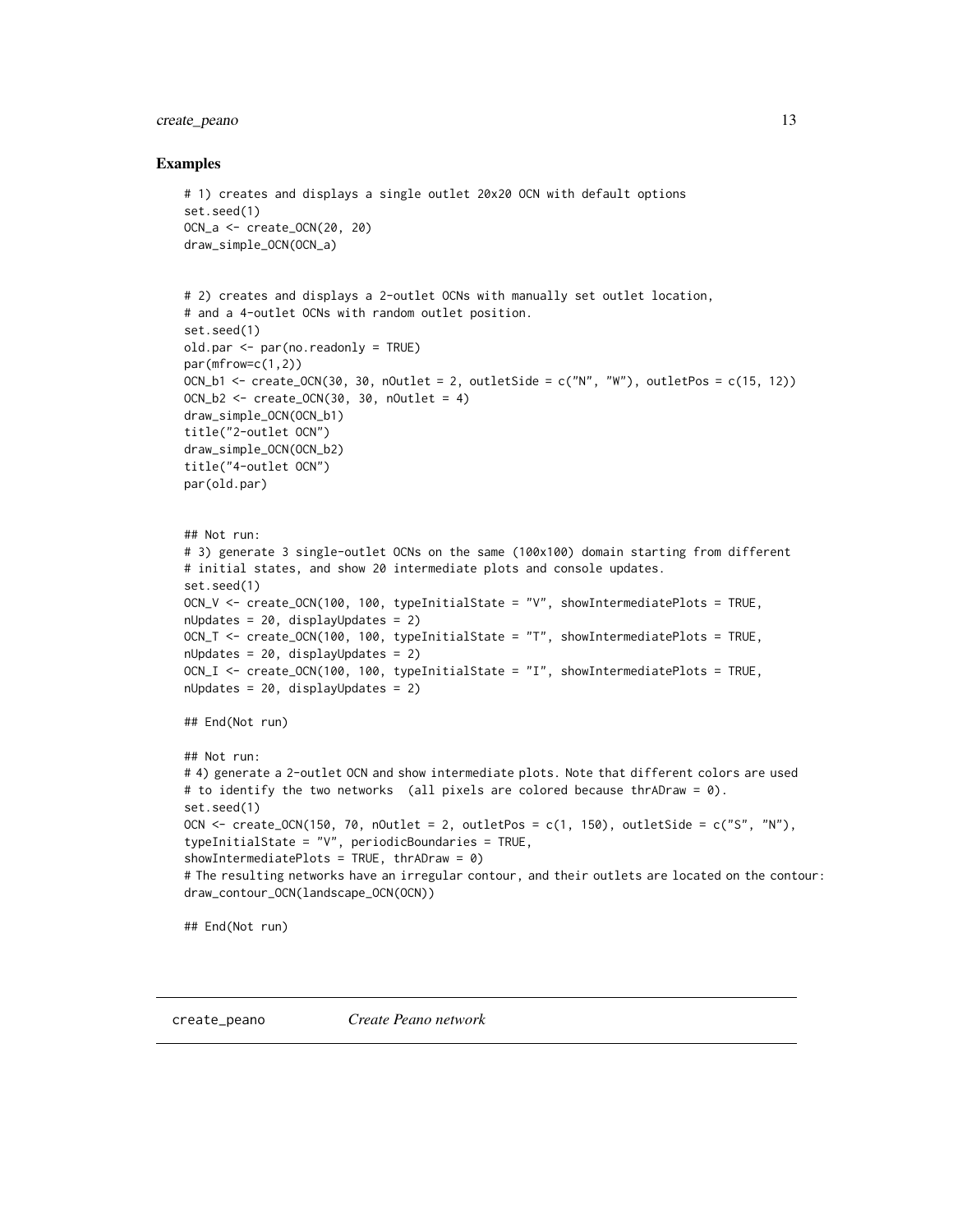### Examples

```
# 1) creates and displays a single outlet 20x20 OCN with default options
set.seed(1)
OCN_a <- create_OCN(20, 20)
draw_simple_OCN(OCN_a)


# 2) creates and displays a 2-outlet OCNs with manually set outlet location,
# and a 4-outlet OCNs with random outlet position.
set.seed(1)
old.par <- par(no.readonly = TRUE)
par(mfrow=c(1,2))
OCN_b1 <- create_OCN(30, 30, nOutlet = 2, outletSide = c("N", "W"), outletPos = c(15, 12))
OCN_b2 <- create_OCN(30, 30, nOutlet = 4)
draw_simple_OCN(OCN_b1)
title("2-outlet OCN")
draw_simple_OCN(OCN_b2)
title("4-outlet OCN")
par(old.par)


## Not run:
# 3) generate 3 single-outlet OCNs on the same (100x100) domain starting from different
# initial states, and show 20 intermediate plots and console updates.
set.seed(1)
OCN_V <- create_OCN(100, 100, typeInitialState = "V", showIntermediatePlots = TRUE,
nUpdates = 20, displayUpdates = 2)
OCN_T <- create_OCN(100, 100, typeInitialState = "T", showIntermediatePlots = TRUE,
nUpdates = 20, displayUpdates = 2)
OCN_I <- create_OCN(100, 100, typeInitialState = "I", showIntermediatePlots = TRUE,
nUpdates = 20, displayUpdates = 2)

## End(Not run)

## Not run:
# 4) generate a 2-outlet OCN and show intermediate plots. Note that different colors are used
# to identify the two networks  (all pixels are colored because thrADraw = 0).
set.seed(1)
OCN <- create_OCN(150, 70, nOutlet = 2, outletPos = c(1, 150), outletSide = c("S", "N"),
typeInitialState = "V", periodicBoundaries = TRUE,
showIntermediatePlots = TRUE, thrADraw = 0)
# The resulting networks have an irregular contour, and their outlets are located on the contour:
draw_contour_OCN(landscape_OCN(OCN))

## End(Not run)
```

---

`create_peano` *Create Peano network*

---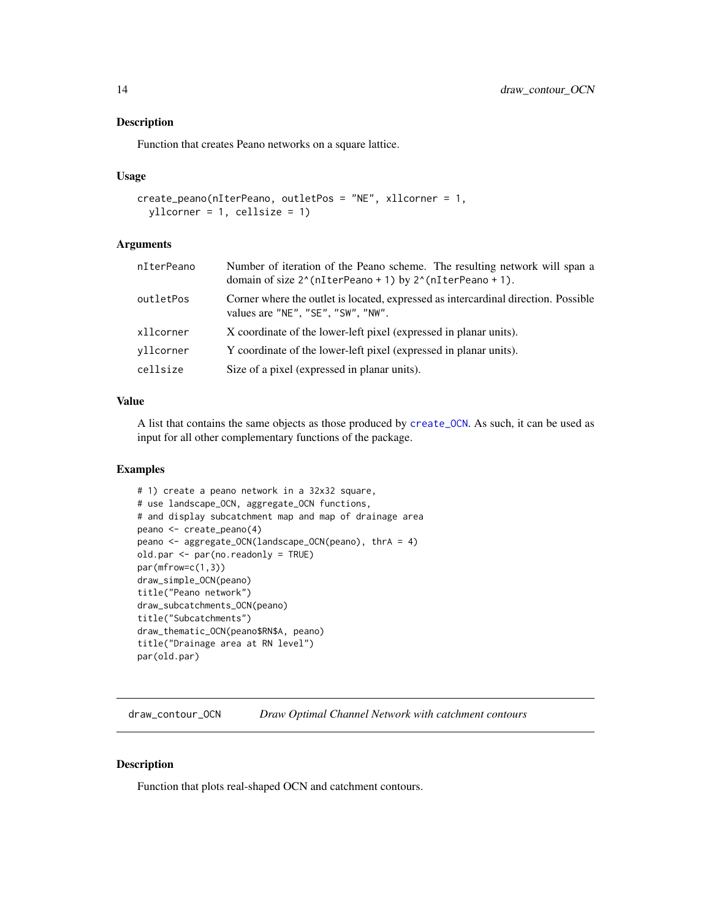## Description

Function that creates Peano networks on a square lattice.

## Usage

```
create_peano(nIterPeano, outletPos = "NE", xllcorner = 1,
  yllcorner = 1, cellsize = 1)
```

## Arguments

| | |
|---|---|
| nIterPeano | Number of iteration of the Peano scheme. The resulting network will span a domain of size `2^(nIterPeano + 1)` by `2^(nIterPeano + 1)`. |
| outletPos | Corner where the outlet is located, expressed as intercardinal direction. Possible values are `"NE"`, `"SE"`, `"SW"`, `"NW"`. |
| xllcorner | X coordinate of the lower-left pixel (expressed in planar units). |
| yllcorner | Y coordinate of the lower-left pixel (expressed in planar units). |
| cellsize | Size of a pixel (expressed in planar units). |

## Value

A list that contains the same objects as those produced by `create_OCN`. As such, it can be used as input for all other complementary functions of the package.

## Examples

```
# 1) create a peano network in a 32x32 square,
# use landscape_OCN, aggregate_OCN functions,
# and display subcatchment map and map of drainage area
peano <- create_peano(4)
peano <- aggregate_OCN(landscape_OCN(peano), thrA = 4)
old.par <- par(no.readonly = TRUE)
par(mfrow=c(1,3))
draw_simple_OCN(peano)
title("Peano network")
draw_subcatchments_OCN(peano)
title("Subcatchments")
draw_thematic_OCN(peano$RN$A, peano)
title("Drainage area at RN level")
par(old.par)
```

---

# draw_contour_OCN *Draw Optimal Channel Network with catchment contours*

## Description

Function that plots real-shaped OCN and catchment contours.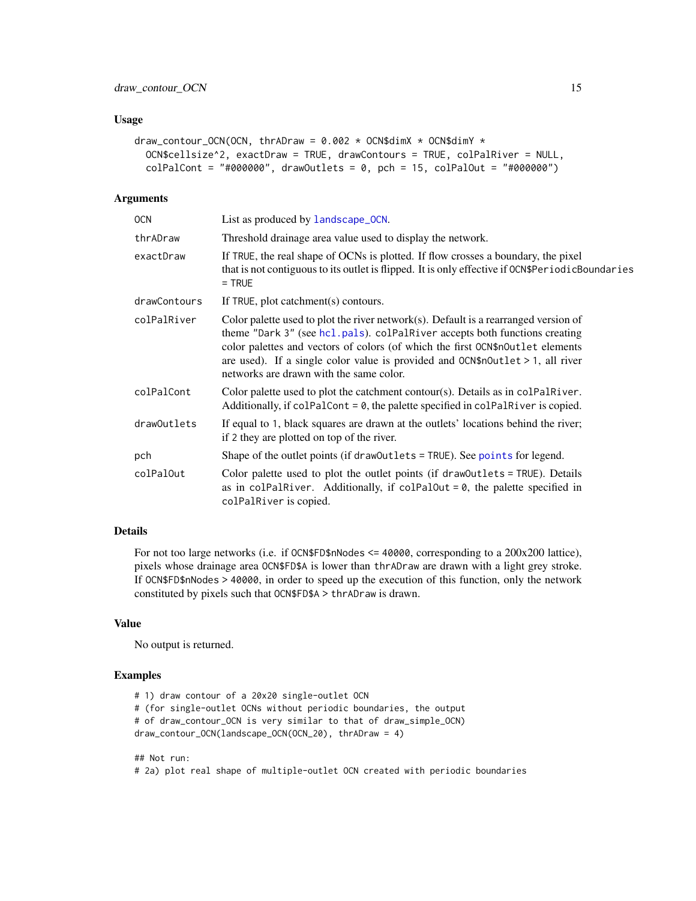## Usage

```
draw_contour_OCN(OCN, thrADraw = 0.002 * OCN$dimX * OCN$dimY *
  OCN$cellsize^2, exactDraw = TRUE, drawContours = TRUE, colPalRiver = NULL,
  colPalCont = "#000000", drawOutlets = 0, pch = 15, colPalOut = "#000000")
```

## Arguments

| | |
|---|---|
| `OCN` | List as produced by `landscape_OCN`. |
| `thrADraw` | Threshold drainage area value used to display the network. |
| `exactDraw` | If `TRUE`, the real shape of OCNs is plotted. If flow crosses a boundary, the pixel that is not contiguous to its outlet is flipped. It is only effective if `OCN$PeriodicBoundaries = TRUE` |
| `drawContours` | If `TRUE`, plot catchment(s) contours. |
| `colPalRiver` | Color palette used to plot the river network(s). Default is a rearranged version of theme `"Dark 3"` (see `hcl.pals`). `colPalRiver` accepts both functions creating color palettes and vectors of colors (of which the first `OCN$nOutlet` elements are used). If a single color value is provided and `OCN$nOutlet > 1`, all river networks are drawn with the same color. |
| `colPalCont` | Color palette used to plot the catchment contour(s). Details as in `colPalRiver`. Additionally, if `colPalCont = 0`, the palette specified in `colPalRiver` is copied. |
| `drawOutlets` | If equal to 1, black squares are drawn at the outlets' locations behind the river; if 2 they are plotted on top of the river. |
| `pch` | Shape of the outlet points (if `drawOutlets = TRUE`). See `points` for legend. |
| `colPalOut` | Color palette used to plot the outlet points (if `drawOutlets = TRUE`). Details as in `colPalRiver`. Additionally, if `colPalOut = 0`, the palette specified in `colPalRiver` is copied. |

## Details

For not too large networks (i.e. if `OCN$FD$nNodes <= 40000`, corresponding to a 200x200 lattice), pixels whose drainage area `OCN$FD$A` is lower than `thrADraw` are drawn with a light grey stroke. If `OCN$FD$nNodes > 40000`, in order to speed up the execution of this function, only the network constituted by pixels such that `OCN$FD$A > thrADraw` is drawn.

## Value

No output is returned.

## Examples

```
# 1) draw contour of a 20x20 single-outlet OCN
# (for single-outlet OCNs without periodic boundaries, the output
# of draw_contour_OCN is very similar to that of draw_simple_OCN)
draw_contour_OCN(landscape_OCN(OCN_20), thrADraw = 4)

## Not run:
# 2a) plot real shape of multiple-outlet OCN created with periodic boundaries
```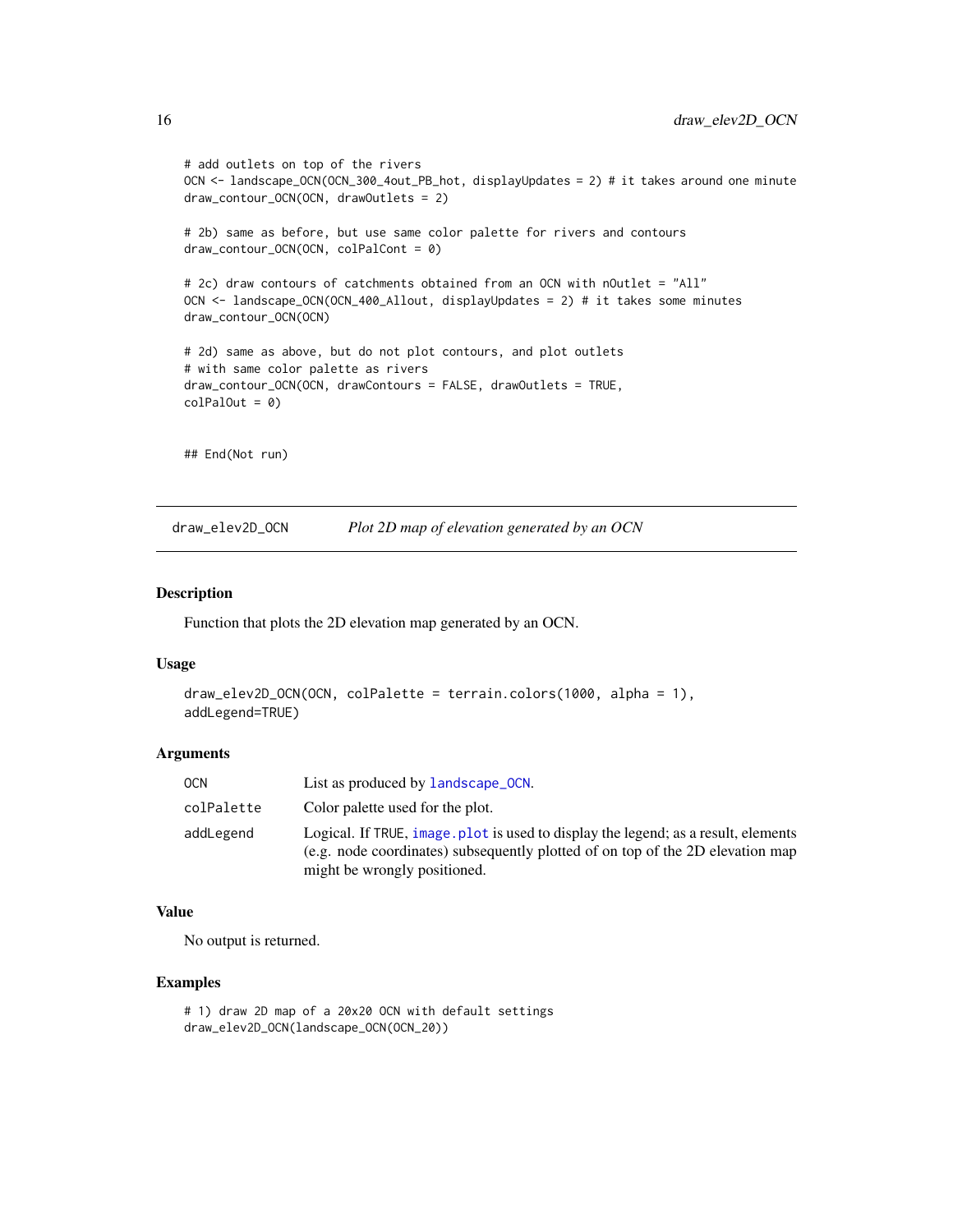```
# add outlets on top of the rivers
OCN <- landscape_OCN(OCN_300_4out_PB_hot, displayUpdates = 2) # it takes around one minute
draw_contour_OCN(OCN, drawOutlets = 2)

# 2b) same as before, but use same color palette for rivers and contours
draw_contour_OCN(OCN, colPalCont = 0)

# 2c) draw contours of catchments obtained from an OCN with nOutlet = "All"
OCN <- landscape_OCN(OCN_400_Allout, displayUpdates = 2) # it takes some minutes
draw_contour_OCN(OCN)

# 2d) same as above, but do not plot contours, and plot outlets
# with same color palette as rivers
draw_contour_OCN(OCN, drawContours = FALSE, drawOutlets = TRUE,
colPalOut = 0)


## End(Not run)
```

---

## draw_elev2D_OCN — *Plot 2D map of elevation generated by an OCN*

### Description

Function that plots the 2D elevation map generated by an OCN.

### Usage

```
draw_elev2D_OCN(OCN, colPalette = terrain.colors(1000, alpha = 1),
addLegend=TRUE)
```

### Arguments

| | |
|---|---|
| `OCN` | List as produced by `landscape_OCN`. |
| `colPalette` | Color palette used for the plot. |
| `addLegend` | Logical. If `TRUE`, `image.plot` is used to display the legend; as a result, elements (e.g. node coordinates) subsequently plotted of on top of the 2D elevation map might be wrongly positioned. |

### Value

No output is returned.

### Examples

```
# 1) draw 2D map of a 20x20 OCN with default settings
draw_elev2D_OCN(landscape_OCN(OCN_20))
```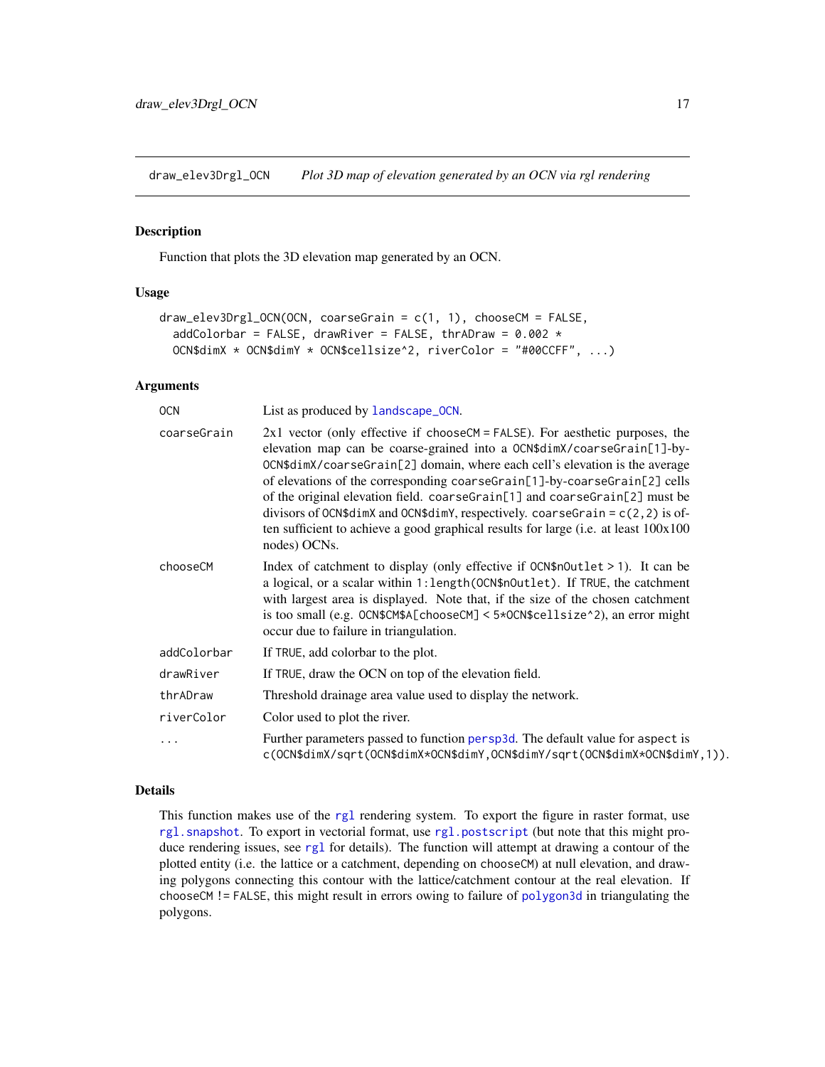# draw_elev3Drgl_OCN — *Plot 3D map of elevation generated by an OCN via rgl rendering*

## Description

Function that plots the 3D elevation map generated by an OCN.

## Usage

```
draw_elev3Drgl_OCN(OCN, coarseGrain = c(1, 1), chooseCM = FALSE,
  addColorbar = FALSE, drawRiver = FALSE, thrADraw = 0.002 *
  OCN$dimX * OCN$dimY * OCN$cellsize^2, riverColor = "#00CCFF", ...)
```

## Arguments

| Argument | Description |
|---|---|
| `OCN` | List as produced by `landscape_OCN`. |
| `coarseGrain` | 2x1 vector (only effective if `chooseCM = FALSE`). For aesthetic purposes, the elevation map can be coarse-grained into a `OCN$dimX/coarseGrain[1]`-by-`OCN$dimX/coarseGrain[2]` domain, where each cell's elevation is the average of elevations of the corresponding `coarseGrain[1]`-by-`coarseGrain[2]` cells of the original elevation field. `coarseGrain[1]` and `coarseGrain[2]` must be divisors of `OCN$dimX` and `OCN$dimY`, respectively. `coarseGrain = c(2,2)` is often sufficient to achieve a good graphical results for large (i.e. at least 100x100 nodes) OCNs. |
| `chooseCM` | Index of catchment to display (only effective if `OCN$nOutlet > 1`). It can be a logical, or a scalar within `1:length(OCN$nOutlet)`. If `TRUE`, the catchment with largest area is displayed. Note that, if the size of the chosen catchment is too small (e.g. `OCN$CM$A[chooseCM] < 5*OCN$cellsize^2`), an error might occur due to failure in triangulation. |
| `addColorbar` | If `TRUE`, add colorbar to the plot. |
| `drawRiver` | If `TRUE`, draw the OCN on top of the elevation field. |
| `thrADraw` | Threshold drainage area value used to display the network. |
| `riverColor` | Color used to plot the river. |
| `...` | Further parameters passed to function `persp3d`. The default value for `aspect` is `c(OCN$dimX/sqrt(OCN$dimX*OCN$dimY,OCN$dimY/sqrt(OCN$dimX*OCN$dimY,1))`. |

## Details

This function makes use of the `rgl` rendering system. To export the figure in raster format, use `rgl.snapshot`. To export in vectorial format, use `rgl.postscript` (but note that this might produce rendering issues, see `rgl` for details). The function will attempt at drawing a contour of the plotted entity (i.e. the lattice or a catchment, depending on `chooseCM`) at null elevation, and drawing polygons connecting this contour with the lattice/catchment contour at the real elevation. If `chooseCM != FALSE`, this might result in errors owing to failure of `polygon3d` in triangulating the polygons.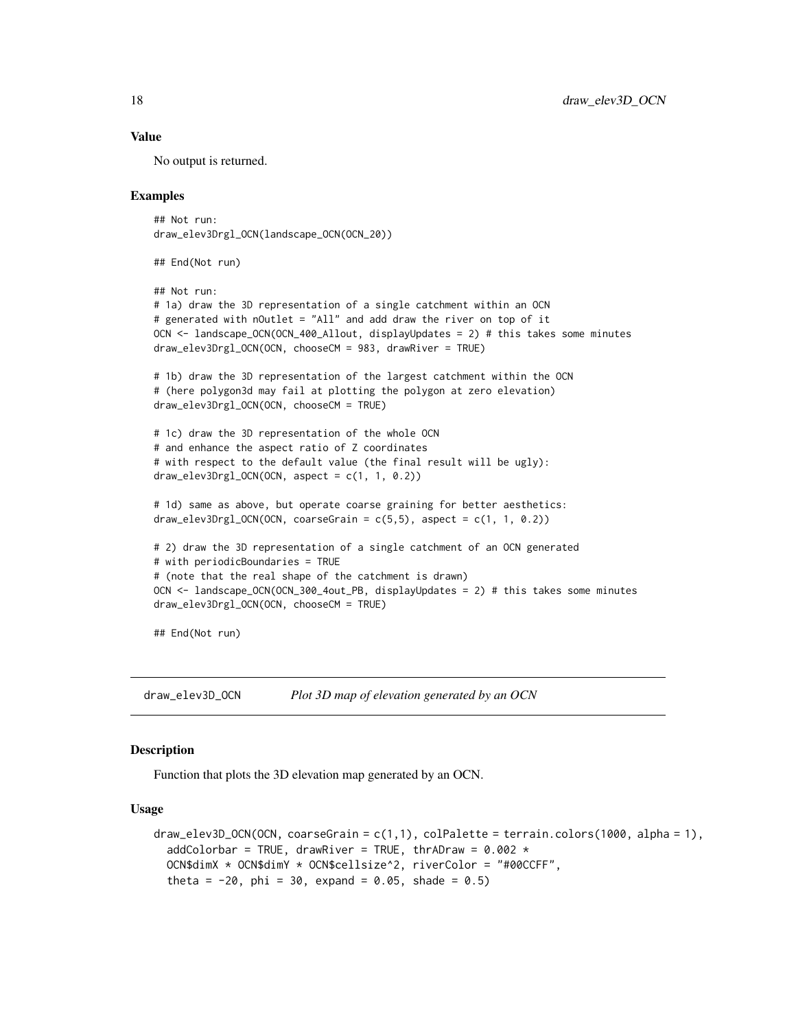### Value

No output is returned.

### Examples

```
## Not run:
draw_elev3Drgl_OCN(landscape_OCN(OCN_20))

## End(Not run)

## Not run:
# 1a) draw the 3D representation of a single catchment within an OCN
# generated with nOutlet = "All" and add draw the river on top of it
OCN <- landscape_OCN(OCN_400_Allout, displayUpdates = 2) # this takes some minutes
draw_elev3Drgl_OCN(OCN, chooseCM = 983, drawRiver = TRUE)

# 1b) draw the 3D representation of the largest catchment within the OCN
# (here polygon3d may fail at plotting the polygon at zero elevation)
draw_elev3Drgl_OCN(OCN, chooseCM = TRUE)

# 1c) draw the 3D representation of the whole OCN
# and enhance the aspect ratio of Z coordinates
# with respect to the default value (the final result will be ugly):
draw_elev3Drgl_OCN(OCN, aspect = c(1, 1, 0.2))

# 1d) same as above, but operate coarse graining for better aesthetics:
draw_elev3Drgl_OCN(OCN, coarseGrain = c(5,5), aspect = c(1, 1, 0.2))

# 2) draw the 3D representation of a single catchment of an OCN generated
# with periodicBoundaries = TRUE
# (note that the real shape of the catchment is drawn)
OCN <- landscape_OCN(OCN_300_4out_PB, displayUpdates = 2) # this takes some minutes
draw_elev3Drgl_OCN(OCN, chooseCM = TRUE)

## End(Not run)
```

---

## draw_elev3D_OCN — *Plot 3D map of elevation generated by an OCN*

### Description

Function that plots the 3D elevation map generated by an OCN.

### Usage

```
draw_elev3D_OCN(OCN, coarseGrain = c(1,1), colPalette = terrain.colors(1000, alpha = 1),
  addColorbar = TRUE, drawRiver = TRUE, thrADraw = 0.002 *
  OCN$dimX * OCN$dimY * OCN$cellsize^2, riverColor = "#00CCFF",
  theta = -20, phi = 30, expand = 0.05, shade = 0.5)
```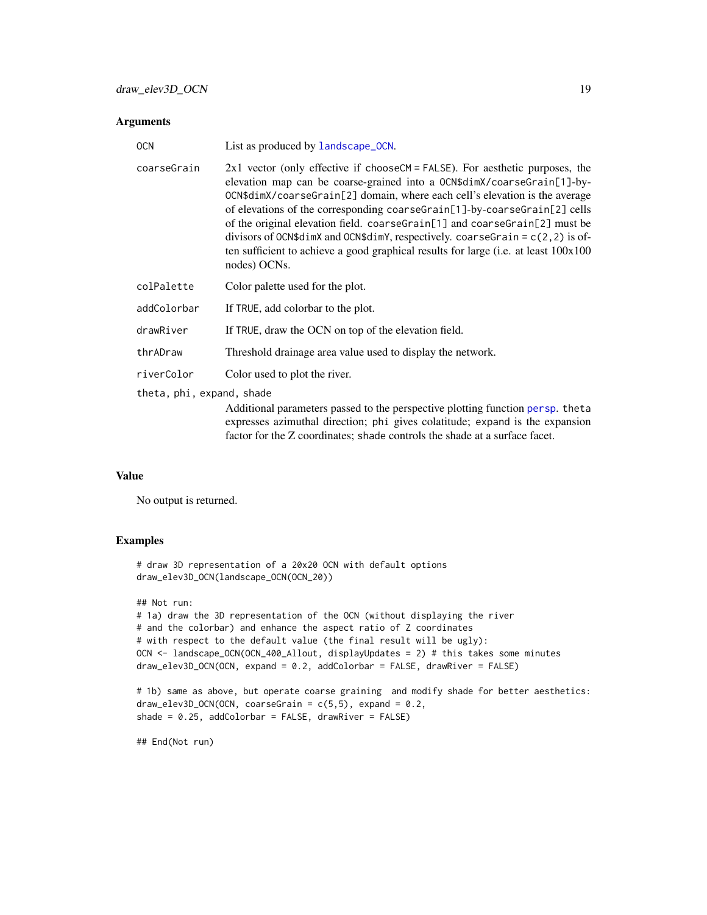## Arguments

| | |
|---|---|
| OCN | List as produced by `landscape_OCN`. |
| coarseGrain | 2x1 vector (only effective if `chooseCM = FALSE`). For aesthetic purposes, the elevation map can be coarse-grained into a `OCN$dimX/coarseGrain[1]`-by-`OCN$dimX/coarseGrain[2]` domain, where each cell's elevation is the average of elevations of the corresponding `coarseGrain[1]`-by-`coarseGrain[2]` cells of the original elevation field. `coarseGrain[1]` and `coarseGrain[2]` must be divisors of `OCN$dimX` and `OCN$dimY`, respectively. `coarseGrain = c(2,2)` is often sufficient to achieve a good graphical results for large (i.e. at least 100x100 nodes) OCNs. |
| colPalette | Color palette used for the plot. |
| addColorbar | If `TRUE`, add colorbar to the plot. |
| drawRiver | If `TRUE`, draw the OCN on top of the elevation field. |
| thrADraw | Threshold drainage area value used to display the network. |
| riverColor | Color used to plot the river. |
| theta, phi, expand, shade | Additional parameters passed to the perspective plotting function `persp`. `theta` expresses azimuthal direction; `phi` gives colatitude; `expand` is the expansion factor for the Z coordinates; `shade` controls the shade at a surface facet. |

## Value

No output is returned.

## Examples

```
# draw 3D representation of a 20x20 OCN with default options
draw_elev3D_OCN(landscape_OCN(OCN_20))

## Not run:
# 1a) draw the 3D representation of the OCN (without displaying the river
# and the colorbar) and enhance the aspect ratio of Z coordinates
# with respect to the default value (the final result will be ugly):
OCN <- landscape_OCN(OCN_400_Allout, displayUpdates = 2) # this takes some minutes
draw_elev3D_OCN(OCN, expand = 0.2, addColorbar = FALSE, drawRiver = FALSE)

# 1b) same as above, but operate coarse graining  and modify shade for better aesthetics:
draw_elev3D_OCN(OCN, coarseGrain = c(5,5), expand = 0.2,
shade = 0.25, addColorbar = FALSE, drawRiver = FALSE)

## End(Not run)
```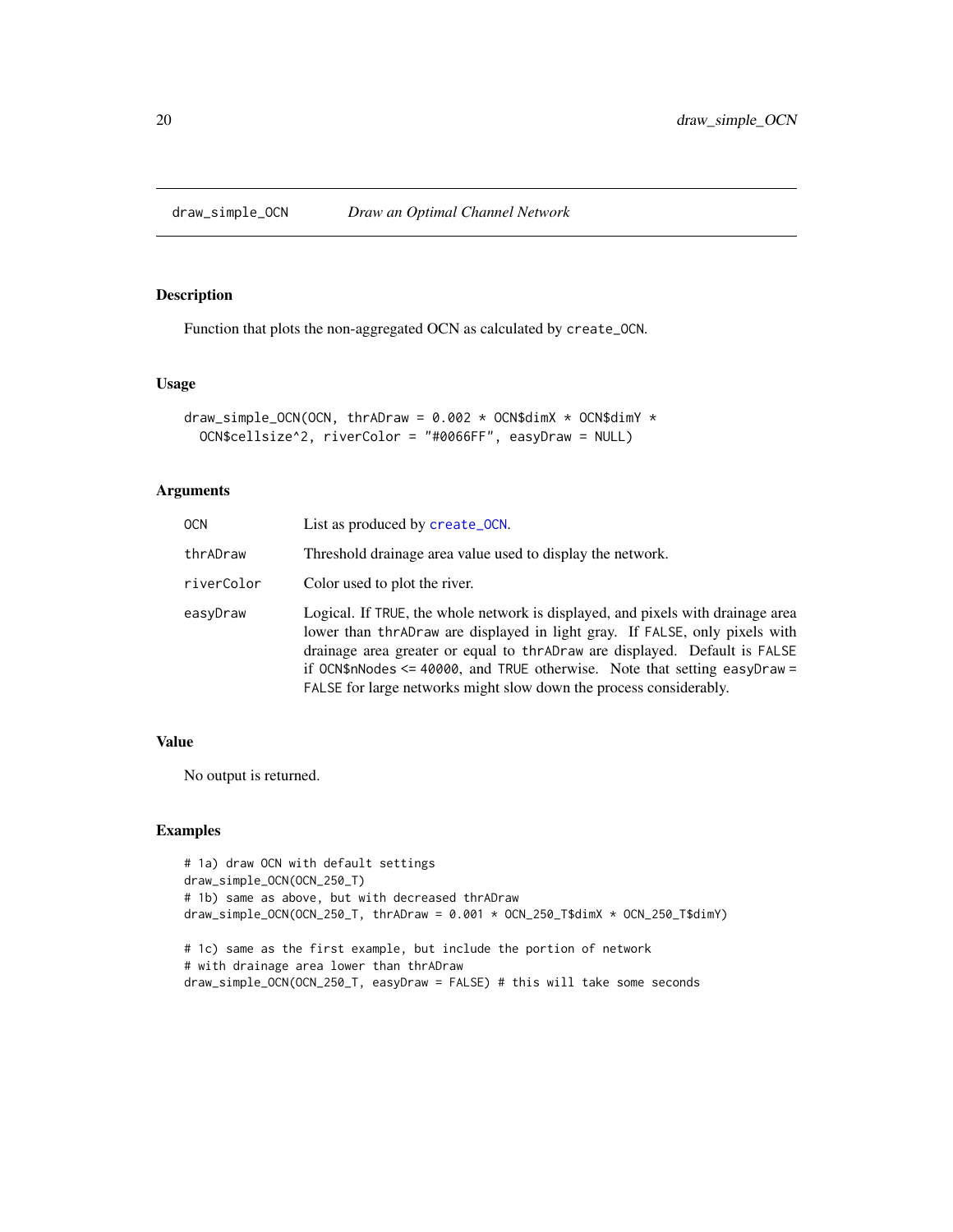# draw_simple_OCN — *Draw an Optimal Channel Network*

## Description

Function that plots the non-aggregated OCN as calculated by `create_OCN`.

## Usage

```
draw_simple_OCN(OCN, thrADraw = 0.002 * OCN$dimX * OCN$dimY *
  OCN$cellsize^2, riverColor = "#0066FF", easyDraw = NULL)
```

## Arguments

| | |
|---|---|
| `OCN` | List as produced by `create_OCN`. |
| `thrADraw` | Threshold drainage area value used to display the network. |
| `riverColor` | Color used to plot the river. |
| `easyDraw` | Logical. If `TRUE`, the whole network is displayed, and pixels with drainage area lower than `thrADraw` are displayed in light gray. If `FALSE`, only pixels with drainage area greater or equal to `thrADraw` are displayed. Default is `FALSE` if `OCN$nNodes <= 40000`, and `TRUE` otherwise. Note that setting `easyDraw = FALSE` for large networks might slow down the process considerably. |

## Value

No output is returned.

## Examples

```
# 1a) draw OCN with default settings
draw_simple_OCN(OCN_250_T)
# 1b) same as above, but with decreased thrADraw
draw_simple_OCN(OCN_250_T, thrADraw = 0.001 * OCN_250_T$dimX * OCN_250_T$dimY)

# 1c) same as the first example, but include the portion of network
# with drainage area lower than thrADraw
draw_simple_OCN(OCN_250_T, easyDraw = FALSE) # this will take some seconds
```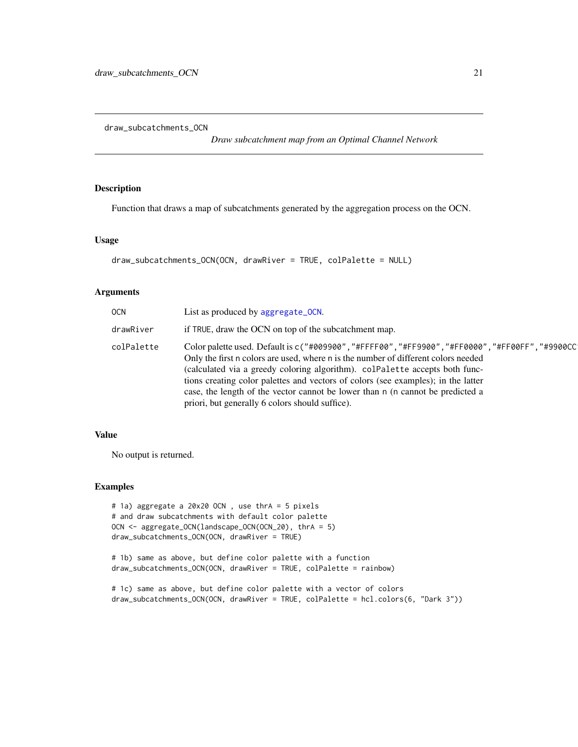draw_subcatchments_OCN

*Draw subcatchment map from an Optimal Channel Network*

## Description

Function that draws a map of subcatchments generated by the aggregation process on the OCN.

## Usage

```
draw_subcatchments_OCN(OCN, drawRiver = TRUE, colPalette = NULL)
```

## Arguments

| | |
|---|---|
| `OCN` | List as produced by `aggregate_OCN`. |
| `drawRiver` | if `TRUE`, draw the OCN on top of the subcatchment map. |
| `colPalette` | Color palette used. Default is `c("#009900","#FFFF00","#FF9900","#FF0000","#FF00FF","#9900CC` Only the first n colors are used, where n is the number of different colors needed (calculated via a greedy coloring algorithm). `colPalette` accepts both functions creating color palettes and vectors of colors (see examples); in the latter case, the length of the vector cannot be lower than n (n cannot be predicted a priori, but generally 6 colors should suffice). |

## Value

No output is returned.

## Examples

```
# 1a) aggregate a 20x20 OCN , use thrA = 5 pixels
# and draw subcatchments with default color palette
OCN <- aggregate_OCN(landscape_OCN(OCN_20), thrA = 5)
draw_subcatchments_OCN(OCN, drawRiver = TRUE)

# 1b) same as above, but define color palette with a function
draw_subcatchments_OCN(OCN, drawRiver = TRUE, colPalette = rainbow)

# 1c) same as above, but define color palette with a vector of colors
draw_subcatchments_OCN(OCN, drawRiver = TRUE, colPalette = hcl.colors(6, "Dark 3"))
```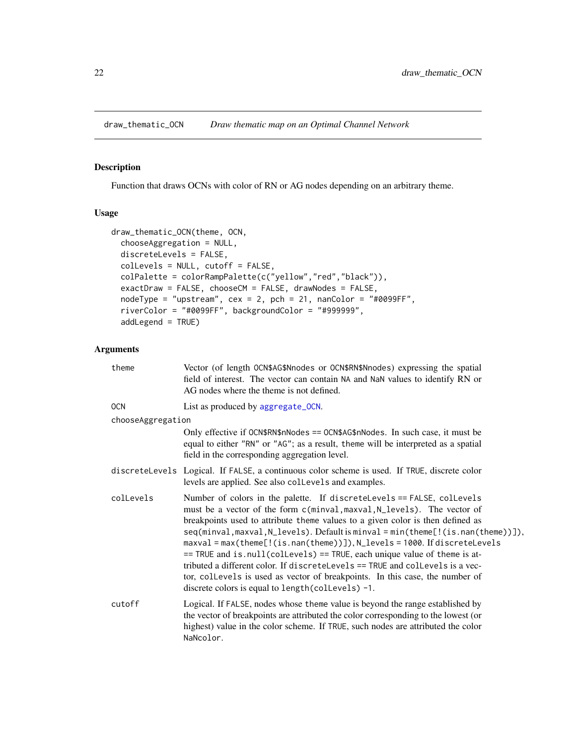## draw_thematic_OCN — *Draw thematic map on an Optimal Channel Network*

### Description

Function that draws OCNs with color of RN or AG nodes depending on an arbitrary theme.

### Usage

```
draw_thematic_OCN(theme, OCN,
  chooseAggregation = NULL,
  discreteLevels = FALSE,
  colLevels = NULL, cutoff = FALSE,
  colPalette = colorRampPalette(c("yellow","red","black")),
  exactDraw = FALSE, chooseCM = FALSE, drawNodes = FALSE,
  nodeType = "upstream", cex = 2, pch = 21, nanColor = "#0099FF",
  riverColor = "#0099FF", backgroundColor = "#999999",
  addLegend = TRUE)
```

### Arguments

`theme` — Vector (of length `OCN$AG$Nnodes` or `OCN$RN$Nnodes`) expressing the spatial field of interest. The vector can contain `NA` and `NaN` values to identify RN or AG nodes where the theme is not defined.

`OCN` — List as produced by `aggregate_OCN`.

`chooseAggregation` — Only effective if `OCN$RN$nNodes == OCN$AG$nNodes`. In such case, it must be equal to either `"RN"` or `"AG"`; as a result, `theme` will be interpreted as a spatial field in the corresponding aggregation level.

`discreteLevels` — Logical. If `FALSE`, a continuous color scheme is used. If `TRUE`, discrete color levels are applied. See also `colLevels` and examples.

`colLevels` — Number of colors in the palette. If `discreteLevels == FALSE`, `colLevels` must be a vector of the form `c(minval,maxval,N_levels)`. The vector of breakpoints used to attribute `theme` values to a given color is then defined as `seq(minval,maxval,N_levels)`. Default is `minval = min(theme[!(is.nan(theme))])`, `maxval = max(theme[!(is.nan(theme))])`, `N_levels = 1000`. If `discreteLevels == TRUE` and `is.null(colLevels) == TRUE`, each unique value of `theme` is attributed a different color. If `discreteLevels == TRUE` and `colLevels` is a vector, `colLevels` is used as vector of breakpoints. In this case, the number of discrete colors is equal to `length(colLevels) -1`.

`cutoff` — Logical. If `FALSE`, nodes whose `theme` value is beyond the range established by the vector of breakpoints are attributed the color corresponding to the lowest (or highest) value in the color scheme. If `TRUE`, such nodes are attributed the color `NaNcolor`.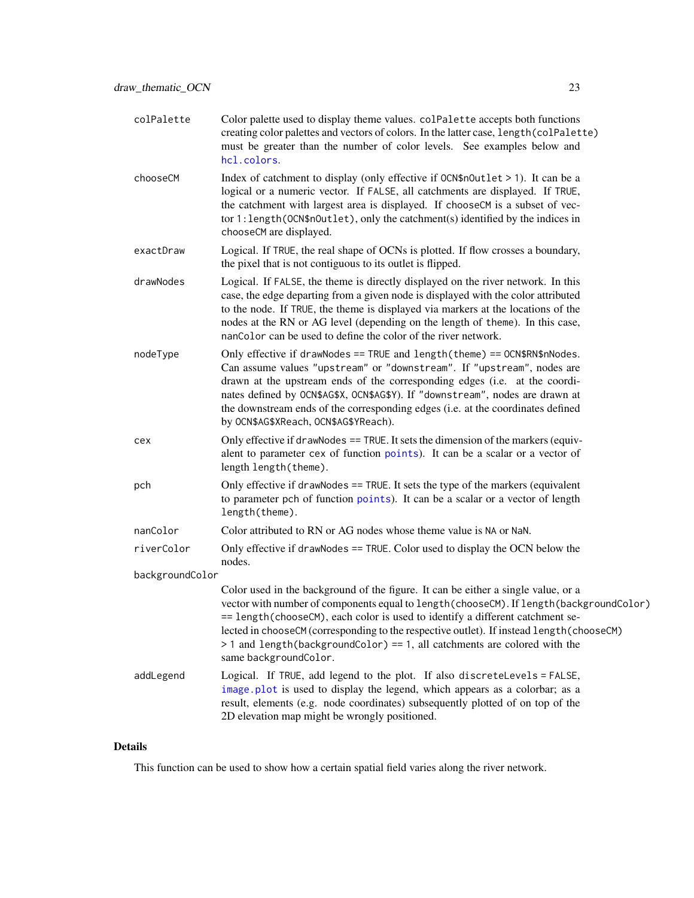| | |
|---|---|
| `colPalette` | Color palette used to display theme values. `colPalette` accepts both functions creating color palettes and vectors of colors. In the latter case, `length(colPalette)` must be greater than the number of color levels. See examples below and `hcl.colors`. |
| `chooseCM` | Index of catchment to display (only effective if `OCN$nOutlet > 1`). It can be a logical or a numeric vector. If `FALSE`, all catchments are displayed. If `TRUE`, the catchment with largest area is displayed. If `chooseCM` is a subset of vector `1:length(OCN$nOutlet)`, only the catchment(s) identified by the indices in `chooseCM` are displayed. |
| `exactDraw` | Logical. If `TRUE`, the real shape of OCNs is plotted. If flow crosses a boundary, the pixel that is not contiguous to its outlet is flipped. |
| `drawNodes` | Logical. If `FALSE`, the theme is directly displayed on the river network. In this case, the edge departing from a given node is displayed with the color attributed to the node. If `TRUE`, the theme is displayed via markers at the locations of the nodes at the RN or AG level (depending on the length of `theme`). In this case, `nanColor` can be used to define the color of the river network. |
| `nodeType` | Only effective if `drawNodes == TRUE` and `length(theme) == OCN$RN$nNodes`. Can assume values `"upstream"` or `"downstream"`. If `"upstream"`, nodes are drawn at the upstream ends of the corresponding edges (i.e. at the coordinates defined by `OCN$AG$X`, `OCN$AG$Y`). If `"downstream"`, nodes are drawn at the downstream ends of the corresponding edges (i.e. at the coordinates defined by `OCN$AG$XReach`, `OCN$AG$YReach`). |
| `cex` | Only effective if `drawNodes == TRUE`. It sets the dimension of the markers (equivalent to parameter `cex` of function `points`). It can be a scalar or a vector of length `length(theme)`. |
| `pch` | Only effective if `drawNodes == TRUE`. It sets the type of the markers (equivalent to parameter `pch` of function `points`). It can be a scalar or a vector of length `length(theme)`. |
| `nanColor` | Color attributed to RN or AG nodes whose theme value is `NA` or `NaN`. |
| `riverColor` | Only effective if `drawNodes == TRUE`. Color used to display the OCN below the nodes. |
| `backgroundColor` | Color used in the background of the figure. It can be either a single value, or a vector with number of components equal to `length(chooseCM)`. If `length(backgroundColor) == length(chooseCM)`, each color is used to identify a different catchment selected in `chooseCM` (corresponding to the respective outlet). If instead `length(chooseCM) > 1` and `length(backgroundColor) == 1`, all catchments are colored with the same `backgroundColor`. |
| `addLegend` | Logical. If `TRUE`, add legend to the plot. If also `discreteLevels = FALSE`, `image.plot` is used to display the legend, which appears as a colorbar; as a result, elements (e.g. node coordinates) subsequently plotted of on top of the 2D elevation map might be wrongly positioned. |

## Details

This function can be used to show how a certain spatial field varies along the river network.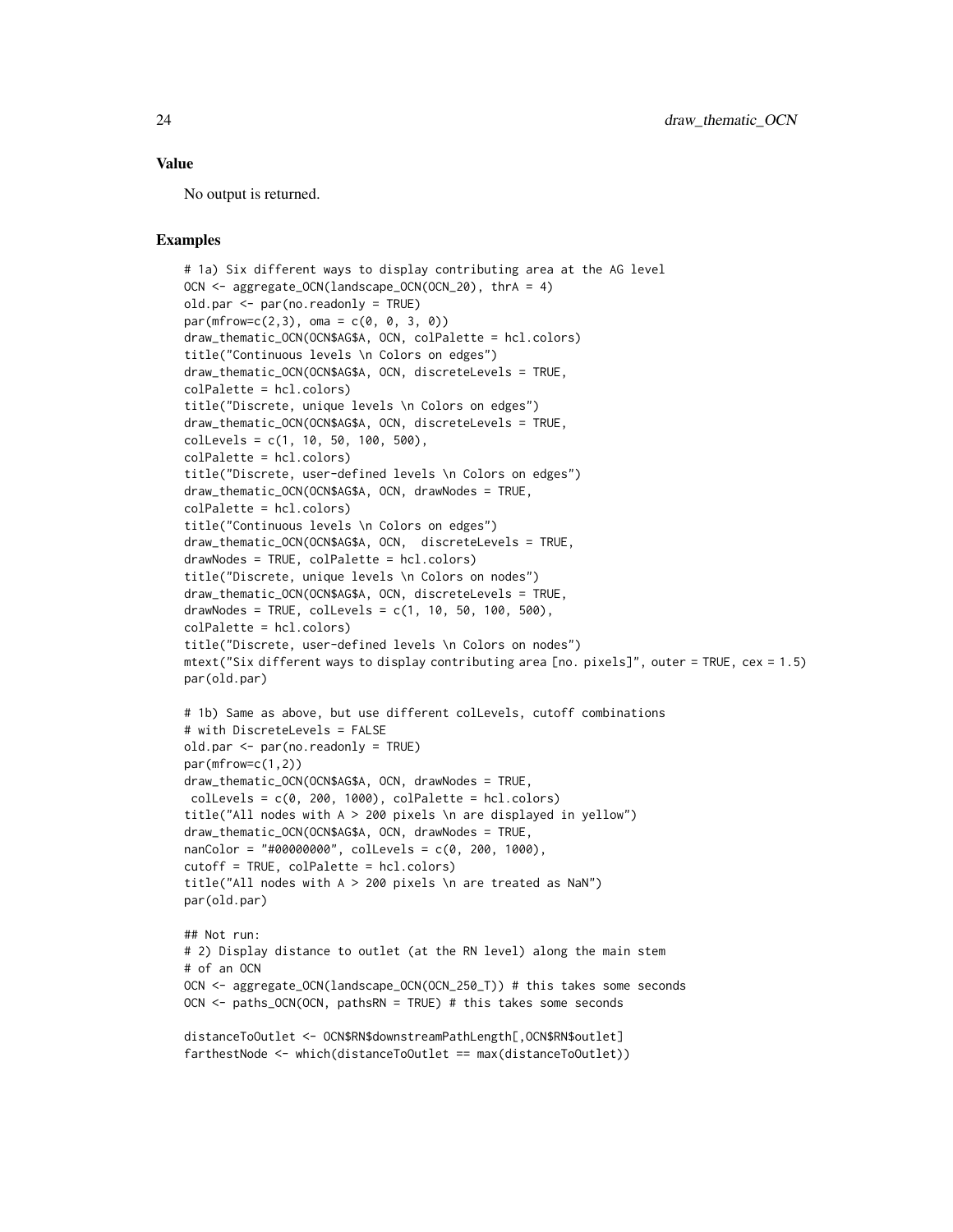## Value

No output is returned.

## Examples

```
# 1a) Six different ways to display contributing area at the AG level
OCN <- aggregate_OCN(landscape_OCN(OCN_20), thrA = 4)
old.par <- par(no.readonly = TRUE)
par(mfrow=c(2,3), oma = c(0, 0, 3, 0))
draw_thematic_OCN(OCN$AG$A, OCN, colPalette = hcl.colors)
title("Continuous levels \n Colors on edges")
draw_thematic_OCN(OCN$AG$A, OCN, discreteLevels = TRUE,
colPalette = hcl.colors)
title("Discrete, unique levels \n Colors on edges")
draw_thematic_OCN(OCN$AG$A, OCN, discreteLevels = TRUE,
colLevels = c(1, 10, 50, 100, 500),
colPalette = hcl.colors)
title("Discrete, user-defined levels \n Colors on edges")
draw_thematic_OCN(OCN$AG$A, OCN, drawNodes = TRUE,
colPalette = hcl.colors)
title("Continuous levels \n Colors on edges")
draw_thematic_OCN(OCN$AG$A, OCN,  discreteLevels = TRUE,
drawNodes = TRUE, colPalette = hcl.colors)
title("Discrete, unique levels \n Colors on nodes")
draw_thematic_OCN(OCN$AG$A, OCN, discreteLevels = TRUE,
drawNodes = TRUE, colLevels = c(1, 10, 50, 100, 500),
colPalette = hcl.colors)
title("Discrete, user-defined levels \n Colors on nodes")
mtext("Six different ways to display contributing area [no. pixels]", outer = TRUE, cex = 1.5)
par(old.par)

# 1b) Same as above, but use different colLevels, cutoff combinations
# with DiscreteLevels = FALSE
old.par <- par(no.readonly = TRUE)
par(mfrow=c(1,2))
draw_thematic_OCN(OCN$AG$A, OCN, drawNodes = TRUE,
 colLevels = c(0, 200, 1000), colPalette = hcl.colors)
title("All nodes with A > 200 pixels \n are displayed in yellow")
draw_thematic_OCN(OCN$AG$A, OCN, drawNodes = TRUE,
nanColor = "#00000000", colLevels = c(0, 200, 1000),
cutoff = TRUE, colPalette = hcl.colors)
title("All nodes with A > 200 pixels \n are treated as NaN")
par(old.par)

## Not run:
# 2) Display distance to outlet (at the RN level) along the main stem
# of an OCN
OCN <- aggregate_OCN(landscape_OCN(OCN_250_T)) # this takes some seconds
OCN <- paths_OCN(OCN, pathsRN = TRUE) # this takes some seconds

distanceToOutlet <- OCN$RN$downstreamPathLength[,OCN$RN$outlet]
farthestNode <- which(distanceToOutlet == max(distanceToOutlet))
```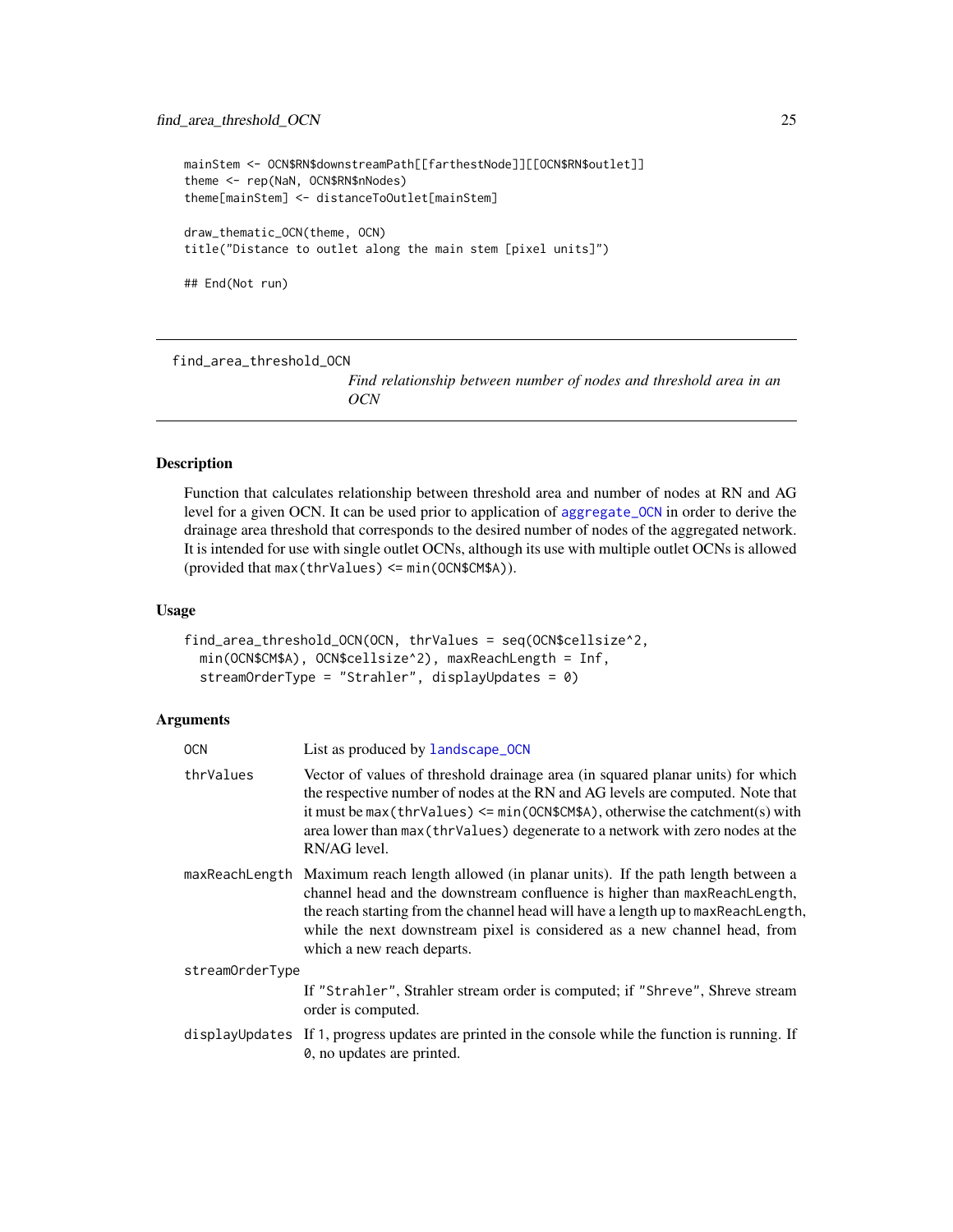```
mainStem <- OCN$RN$downstreamPath[[farthestNode]][[OCN$RN$outlet]]
theme <- rep(NaN, OCN$RN$nNodes)
theme[mainStem] <- distanceToOutlet[mainStem]

draw_thematic_OCN(theme, OCN)
title("Distance to outlet along the main stem [pixel units]")

## End(Not run)
```

---

## find_area_threshold_OCN

*Find relationship between number of nodes and threshold area in an OCN*

---

### Description

Function that calculates relationship between threshold area and number of nodes at RN and AG level for a given OCN. It can be used prior to application of `aggregate_OCN` in order to derive the drainage area threshold that corresponds to the desired number of nodes of the aggregated network. It is intended for use with single outlet OCNs, although its use with multiple outlet OCNs is allowed (provided that `max(thrValues) <= min(OCN$CM$A)`).

### Usage

```
find_area_threshold_OCN(OCN, thrValues = seq(OCN$cellsize^2,
  min(OCN$CM$A), OCN$cellsize^2), maxReachLength = Inf,
  streamOrderType = "Strahler", displayUpdates = 0)
```

### Arguments

| | |
|---|---|
| `OCN` | List as produced by `landscape_OCN` |
| `thrValues` | Vector of values of threshold drainage area (in squared planar units) for which the respective number of nodes at the RN and AG levels are computed. Note that it must be `max(thrValues) <= min(OCN$CM$A)`, otherwise the catchment(s) with area lower than `max(thrValues)` degenerate to a network with zero nodes at the RN/AG level. |
| `maxReachLength` | Maximum reach length allowed (in planar units). If the path length between a channel head and the downstream confluence is higher than `maxReachLength`, the reach starting from the channel head will have a length up to `maxReachLength`, while the next downstream pixel is considered as a new channel head, from which a new reach departs. |
| `streamOrderType` | If `"Strahler"`, Strahler stream order is computed; if `"Shreve"`, Shreve stream order is computed. |
| `displayUpdates` | If `1`, progress updates are printed in the console while the function is running. If `0`, no updates are printed. |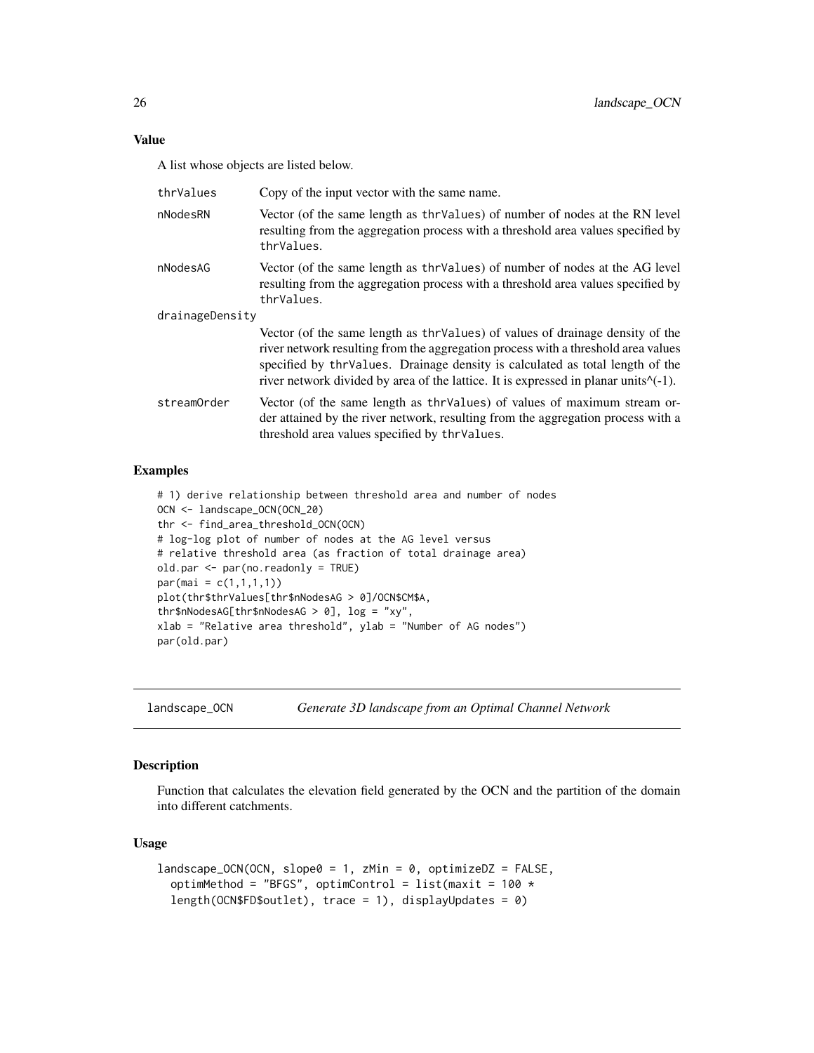### Value

A list whose objects are listed below.

- **thrValues** Copy of the input vector with the same name.
- **nNodesRN** Vector (of the same length as thrValues) of number of nodes at the RN level resulting from the aggregation process with a threshold area values specified by thrValues.
- **nNodesAG** Vector (of the same length as thrValues) of number of nodes at the AG level resulting from the aggregation process with a threshold area values specified by thrValues.
- **drainageDensity** Vector (of the same length as thrValues) of values of drainage density of the river network resulting from the aggregation process with a threshold area values specified by thrValues. Drainage density is calculated as total length of the river network divided by area of the lattice. It is expressed in planar units^(-1).
- **streamOrder** Vector (of the same length as thrValues) of values of maximum stream order attained by the river network, resulting from the aggregation process with a threshold area values specified by thrValues.

### Examples

```
# 1) derive relationship between threshold area and number of nodes
OCN <- landscape_OCN(OCN_20)
thr <- find_area_threshold_OCN(OCN)
# log-log plot of number of nodes at the AG level versus
# relative threshold area (as fraction of total drainage area)
old.par <- par(no.readonly = TRUE)
par(mai = c(1,1,1,1))
plot(thr$thrValues[thr$nNodesAG > 0]/OCN$CM$A,
thr$nNodesAG[thr$nNodesAG > 0], log = "xy",
xlab = "Relative area threshold", ylab = "Number of AG nodes")
par(old.par)
```

---

## landscape_OCN — *Generate 3D landscape from an Optimal Channel Network*

### Description

Function that calculates the elevation field generated by the OCN and the partition of the domain into different catchments.

### Usage

```
landscape_OCN(OCN, slope0 = 1, zMin = 0, optimizeDZ = FALSE,
  optimMethod = "BFGS", optimControl = list(maxit = 100 *
  length(OCN$FD$outlet), trace = 1), displayUpdates = 0)
```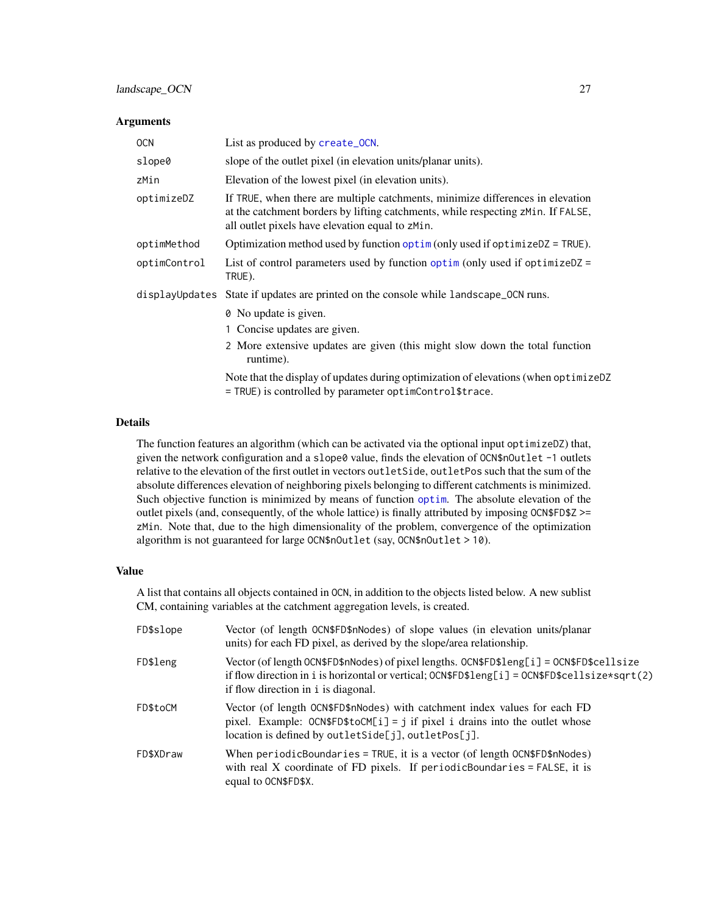### Arguments

| | |
|---|---|
| `OCN` | List as produced by `create_OCN`. |
| `slope0` | slope of the outlet pixel (in elevation units/planar units). |
| `zMin` | Elevation of the lowest pixel (in elevation units). |
| `optimizeDZ` | If `TRUE`, when there are multiple catchments, minimize differences in elevation at the catchment borders by lifting catchments, while respecting `zMin`. If `FALSE`, all outlet pixels have elevation equal to `zMin`. |
| `optimMethod` | Optimization method used by function `optim` (only used if `optimizeDZ = TRUE`). |
| `optimControl` | List of control parameters used by function `optim` (only used if `optimizeDZ = TRUE`). |
| `displayUpdates` | State if updates are printed on the console while `landscape_OCN` runs.<br>`0` No update is given.<br>`1` Concise updates are given.<br>`2` More extensive updates are given (this might slow down the total function runtime).<br>Note that the display of updates during optimization of elevations (when `optimizeDZ = TRUE`) is controlled by parameter `optimControl$trace`. |

### Details

The function features an algorithm (which can be activated via the optional input `optimizeDZ`) that, given the network configuration and a `slope0` value, finds the elevation of `OCN$nOutlet -1` outlets relative to the elevation of the first outlet in vectors `outletSide`, `outletPos` such that the sum of the absolute differences elevation of neighboring pixels belonging to different catchments is minimized. Such objective function is minimized by means of function `optim`. The absolute elevation of the outlet pixels (and, consequently, of the whole lattice) is finally attributed by imposing `OCN$FD$Z >= zMin`. Note that, due to the high dimensionality of the problem, convergence of the optimization algorithm is not guaranteed for large `OCN$nOutlet` (say, `OCN$nOutlet > 10`).

### Value

A list that contains all objects contained in `OCN`, in addition to the objects listed below. A new sublist CM, containing variables at the catchment aggregation levels, is created.

| | |
|---|---|
| `FD$slope` | Vector (of length `OCN$FD$nNodes`) of slope values (in elevation units/planar units) for each FD pixel, as derived by the slope/area relationship. |
| `FD$leng` | Vector (of length `OCN$FD$nNodes`) of pixel lengths. `OCN$FD$leng[i] = OCN$FD$cellsize` if flow direction in `i` is horizontal or vertical; `OCN$FD$leng[i] = OCN$FD$cellsize*sqrt(2)` if flow direction in `i` is diagonal. |
| `FD$toCM` | Vector (of length `OCN$FD$nNodes`) with catchment index values for each FD pixel. Example: `OCN$FD$toCM[i] = j` if pixel `i` drains into the outlet whose location is defined by `outletSide[j]`, `outletPos[j]`. |
| `FD$XDraw` | When `periodicBoundaries = TRUE`, it is a vector (of length `OCN$FD$nNodes`) with real X coordinate of FD pixels. If `periodicBoundaries = FALSE`, it is equal to `OCN$FD$X`. |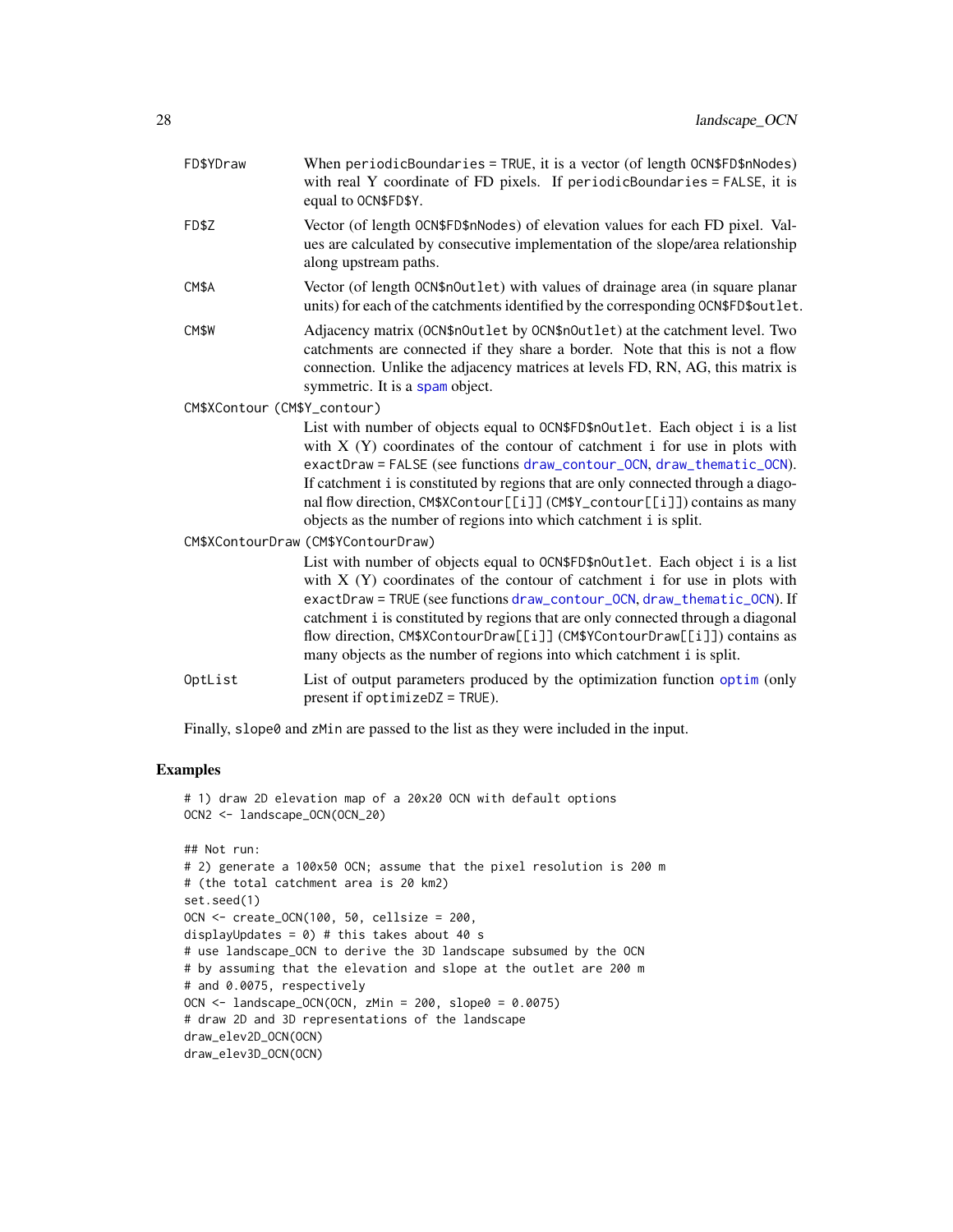FD$YDraw
: When periodicBoundaries = TRUE, it is a vector (of length OCN$FD$nNodes) with real Y coordinate of FD pixels. If periodicBoundaries = FALSE, it is equal to OCN$FD$Y.

FD$Z
: Vector (of length OCN$FD$nNodes) of elevation values for each FD pixel. Values are calculated by consecutive implementation of the slope/area relationship along upstream paths.

CM$A
: Vector (of length OCN$nOutlet) with values of drainage area (in square planar units) for each of the catchments identified by the corresponding OCN$FD$outlet.

CM$W
: Adjacency matrix (OCN$nOutlet by OCN$nOutlet) at the catchment level. Two catchments are connected if they share a border. Note that this is not a flow connection. Unlike the adjacency matrices at levels FD, RN, AG, this matrix is symmetric. It is a spam object.

CM$XContour (CM$Y_contour)
: List with number of objects equal to OCN$FD$nOutlet. Each object i is a list with X (Y) coordinates of the contour of catchment i for use in plots with exactDraw = FALSE (see functions draw_contour_OCN, draw_thematic_OCN). If catchment i is constituted by regions that are only connected through a diagonal flow direction, CM$XContour[[i]] (CM$Y_contour[[i]]) contains as many objects as the number of regions into which catchment i is split.

CM$XContourDraw (CM$YContourDraw)
: List with number of objects equal to OCN$FD$nOutlet. Each object i is a list with X (Y) coordinates of the contour of catchment i for use in plots with exactDraw = TRUE (see functions draw_contour_OCN, draw_thematic_OCN). If catchment i is constituted by regions that are only connected through a diagonal flow direction, CM$XContourDraw[[i]] (CM$YContourDraw[[i]]) contains as many objects as the number of regions into which catchment i is split.

OptList
: List of output parameters produced by the optimization function optim (only present if optimizeDZ = TRUE).

Finally, slope0 and zMin are passed to the list as they were included in the input.

## Examples

```
# 1) draw 2D elevation map of a 20x20 OCN with default options
OCN2 <- landscape_OCN(OCN_20)

## Not run:
# 2) generate a 100x50 OCN; assume that the pixel resolution is 200 m
# (the total catchment area is 20 km2)
set.seed(1)
OCN <- create_OCN(100, 50, cellsize = 200,
displayUpdates = 0) # this takes about 40 s
# use landscape_OCN to derive the 3D landscape subsumed by the OCN
# by assuming that the elevation and slope at the outlet are 200 m
# and 0.0075, respectively
OCN <- landscape_OCN(OCN, zMin = 200, slope0 = 0.0075)
# draw 2D and 3D representations of the landscape
draw_elev2D_OCN(OCN)
draw_elev3D_OCN(OCN)
```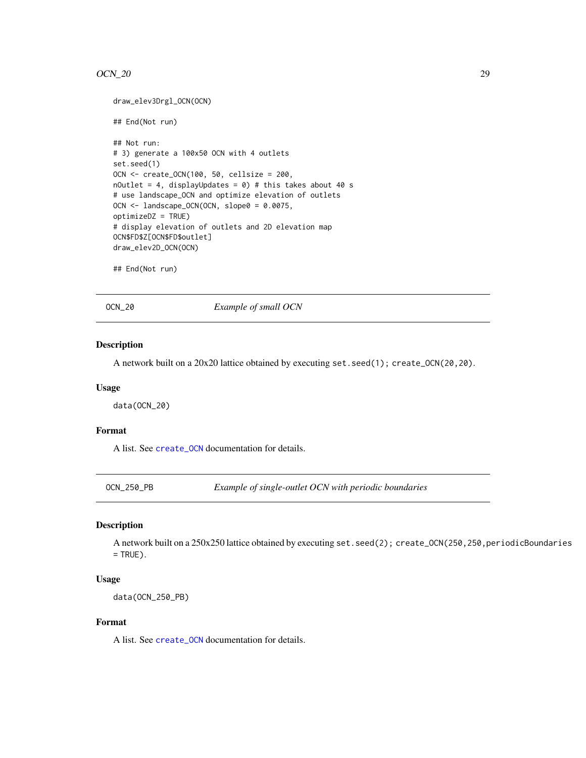```
draw_elev3Drgl_OCN(OCN)

## End(Not run)

## Not run:
# 3) generate a 100x50 OCN with 4 outlets
set.seed(1)
OCN <- create_OCN(100, 50, cellsize = 200,
nOutlet = 4, displayUpdates = 0) # this takes about 40 s
# use landscape_OCN and optimize elevation of outlets
OCN <- landscape_OCN(OCN, slope0 = 0.0075,
optimizeDZ = TRUE)
# display elevation of outlets and 2D elevation map
OCN$FD$Z[OCN$FD$outlet]
draw_elev2D_OCN(OCN)

## End(Not run)
```

## OCN_20 — *Example of small OCN*

### Description

A network built on a 20x20 lattice obtained by executing `set.seed(1); create_OCN(20,20)`.

### Usage

```
data(OCN_20)
```

### Format

A list. See `create_OCN` documentation for details.

## OCN_250_PB — *Example of single-outlet OCN with periodic boundaries*

### Description

A network built on a 250x250 lattice obtained by executing `set.seed(2); create_OCN(250,250,periodicBoundaries = TRUE)`.

### Usage

```
data(OCN_250_PB)
```

### Format

A list. See `create_OCN` documentation for details.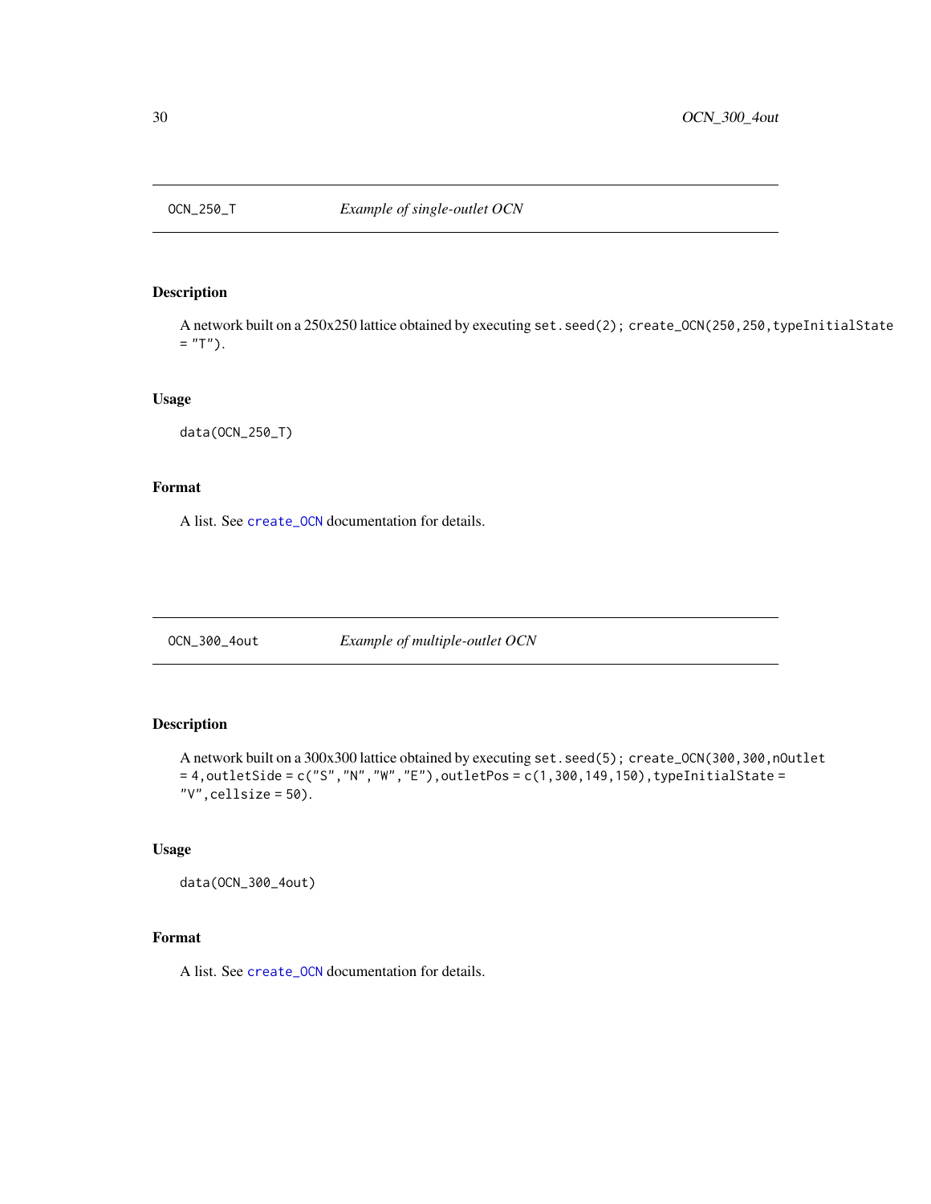## OCN_250_T — *Example of single-outlet OCN*

### Description

A network built on a 250x250 lattice obtained by executing `set.seed(2); create_OCN(250,250,typeInitialState = "T")`.

### Usage

```
data(OCN_250_T)
```

### Format

A list. See `create_OCN` documentation for details.

## OCN_300_4out — *Example of multiple-outlet OCN*

### Description

A network built on a 300x300 lattice obtained by executing `set.seed(5); create_OCN(300,300,nOutlet = 4,outletSide = c("S","N","W","E"),outletPos = c(1,300,149,150),typeInitialState = "V",cellsize = 50)`.

### Usage

```
data(OCN_300_4out)
```

### Format

A list. See `create_OCN` documentation for details.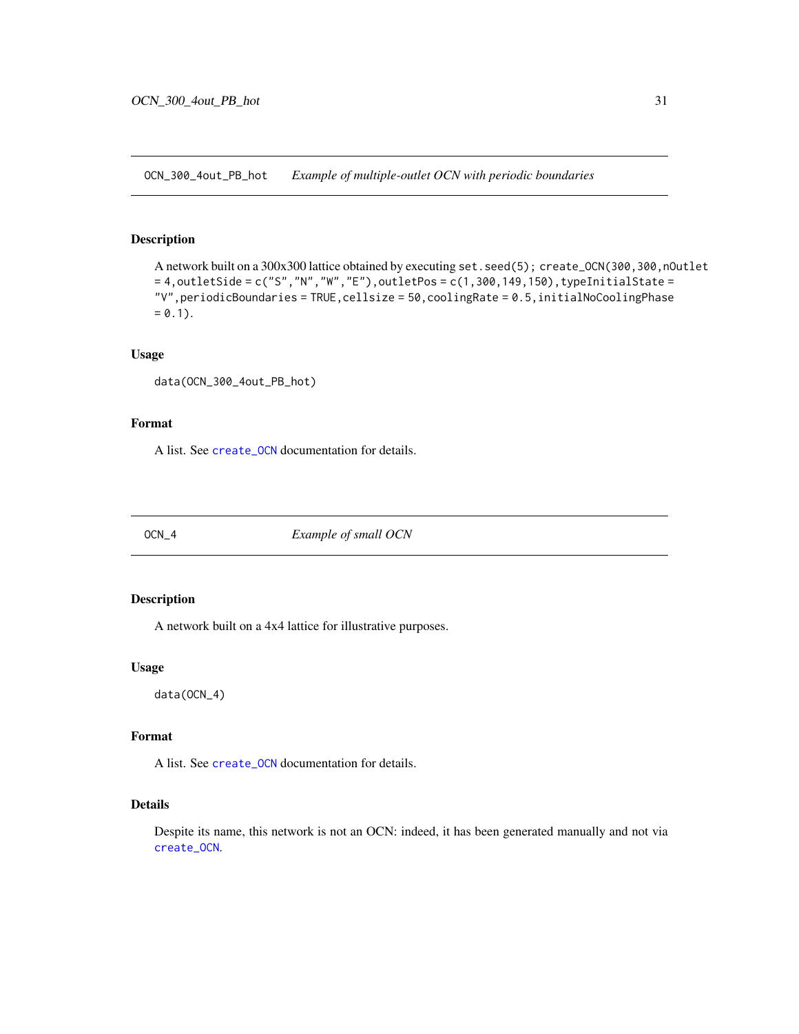## OCN_300_4out_PB_hot    *Example of multiple-outlet OCN with periodic boundaries*

### Description

A network built on a 300x300 lattice obtained by executing `set.seed(5); create_OCN(300,300,nOutlet = 4,outletSide = c("S","N","W","E"),outletPos = c(1,300,149,150),typeInitialState = "V",periodicBoundaries = TRUE,cellsize = 50,coolingRate = 0.5,initialNoCoolingPhase = 0.1)`.

### Usage

```
data(OCN_300_4out_PB_hot)
```

### Format

A list. See `create_OCN` documentation for details.

## OCN_4    *Example of small OCN*

### Description

A network built on a 4x4 lattice for illustrative purposes.

### Usage

```
data(OCN_4)
```

### Format

A list. See `create_OCN` documentation for details.

### Details

Despite its name, this network is not an OCN: indeed, it has been generated manually and not via `create_OCN`.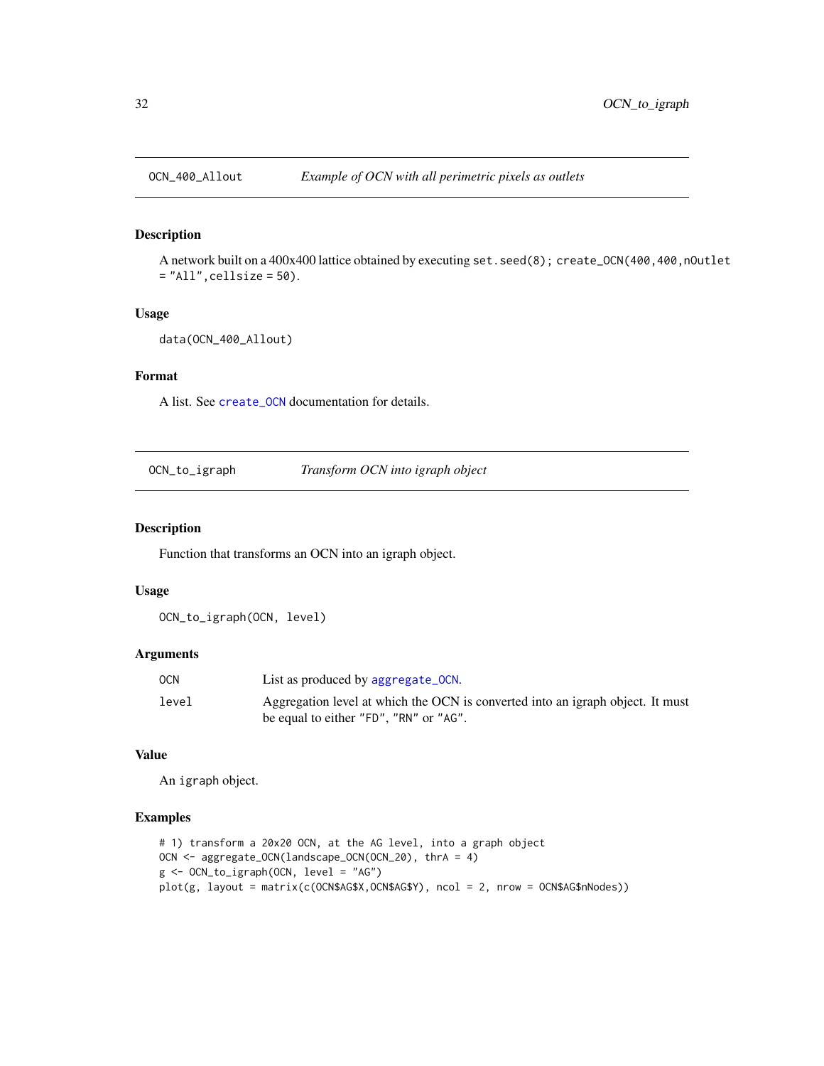## OCN_400_Allout — *Example of OCN with all perimetric pixels as outlets*

### Description

A network built on a 400x400 lattice obtained by executing `set.seed(8); create_OCN(400,400,nOutlet = "All",cellsize = 50)`.

### Usage

```
data(OCN_400_Allout)
```

### Format

A list. See `create_OCN` documentation for details.

## OCN_to_igraph — *Transform OCN into igraph object*

### Description

Function that transforms an OCN into an igraph object.

### Usage

```
OCN_to_igraph(OCN, level)
```

### Arguments

| | |
|---|---|
| `OCN` | List as produced by `aggregate_OCN`. |
| `level` | Aggregation level at which the OCN is converted into an igraph object. It must be equal to either `"FD"`, `"RN"` or `"AG"`. |

### Value

An `igraph` object.

### Examples

```
# 1) transform a 20x20 OCN, at the AG level, into a graph object
OCN <- aggregate_OCN(landscape_OCN(OCN_20), thrA = 4)
g <- OCN_to_igraph(OCN, level = "AG")
plot(g, layout = matrix(c(OCN$AG$X,OCN$AG$Y), ncol = 2, nrow = OCN$AG$nNodes))
```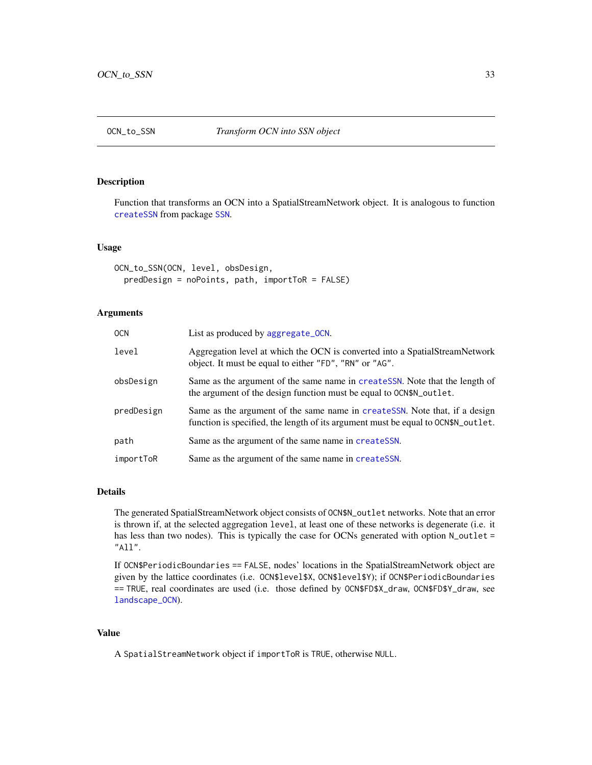# OCN_to_SSN — *Transform OCN into SSN object*

## Description

Function that transforms an OCN into a SpatialStreamNetwork object. It is analogous to function `createSSN` from package `SSN`.

## Usage

```
OCN_to_SSN(OCN, level, obsDesign,
  predDesign = noPoints, path, importToR = FALSE)
```

## Arguments

| | |
|---|---|
| `OCN` | List as produced by `aggregate_OCN`. |
| `level` | Aggregation level at which the OCN is converted into a SpatialStreamNetwork object. It must be equal to either `"FD"`, `"RN"` or `"AG"`. |
| `obsDesign` | Same as the argument of the same name in `createSSN`. Note that the length of the argument of the design function must be equal to `OCN$N_outlet`. |
| `predDesign` | Same as the argument of the same name in `createSSN`. Note that, if a design function is specified, the length of its argument must be equal to `OCN$N_outlet`. |
| `path` | Same as the argument of the same name in `createSSN`. |
| `importToR` | Same as the argument of the same name in `createSSN`. |

## Details

The generated SpatialStreamNetwork object consists of `OCN$N_outlet` networks. Note that an error is thrown if, at the selected aggregation `level`, at least one of these networks is degenerate (i.e. it has less than two nodes). This is typically the case for OCNs generated with option `N_outlet = "All"`.

If `OCN$PeriodicBoundaries == FALSE`, nodes' locations in the SpatialStreamNetwork object are given by the lattice coordinates (i.e. `OCN$level$X`, `OCN$level$Y`); if `OCN$PeriodicBoundaries == TRUE`, real coordinates are used (i.e. those defined by `OCN$FD$X_draw`, `OCN$FD$Y_draw`, see `landscape_OCN`).

## Value

A `SpatialStreamNetwork` object if `importToR` is `TRUE`, otherwise `NULL`.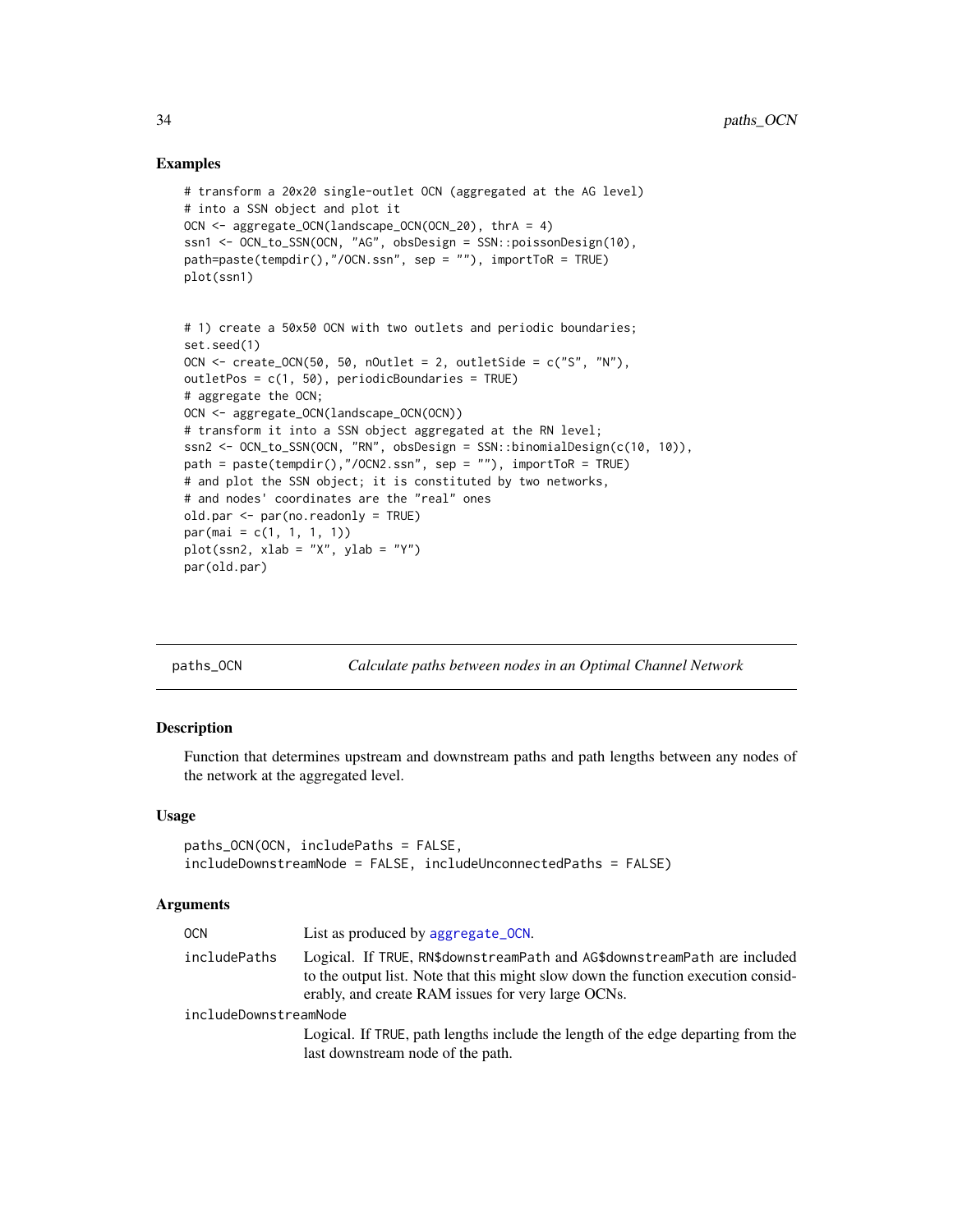## Examples

```
# transform a 20x20 single-outlet OCN (aggregated at the AG level)
# into a SSN object and plot it
OCN <- aggregate_OCN(landscape_OCN(OCN_20), thrA = 4)
ssn1 <- OCN_to_SSN(OCN, "AG", obsDesign = SSN::poissonDesign(10),
path=paste(tempdir(),"/OCN.ssn", sep = ""), importToR = TRUE)
plot(ssn1)


# 1) create a 50x50 OCN with two outlets and periodic boundaries;
set.seed(1)
OCN <- create_OCN(50, 50, nOutlet = 2, outletSide = c("S", "N"),
outletPos = c(1, 50), periodicBoundaries = TRUE)
# aggregate the OCN;
OCN <- aggregate_OCN(landscape_OCN(OCN))
# transform it into a SSN object aggregated at the RN level;
ssn2 <- OCN_to_SSN(OCN, "RN", obsDesign = SSN::binomialDesign(c(10, 10)),
path = paste(tempdir(),"/OCN2.ssn", sep = ""), importToR = TRUE)
# and plot the SSN object; it is constituted by two networks,
# and nodes' coordinates are the "real" ones
old.par <- par(no.readonly = TRUE)
par(mai = c(1, 1, 1, 1))
plot(ssn2, xlab = "X", ylab = "Y")
par(old.par)
```

---

# paths_OCN — *Calculate paths between nodes in an Optimal Channel Network*

## Description

Function that determines upstream and downstream paths and path lengths between any nodes of the network at the aggregated level.

## Usage

```
paths_OCN(OCN, includePaths = FALSE,
includeDownstreamNode = FALSE, includeUnconnectedPaths = FALSE)
```

## Arguments

| | |
|---|---|
| `OCN` | List as produced by `aggregate_OCN`. |
| `includePaths` | Logical. If `TRUE`, `RN$downstreamPath` and `AG$downstreamPath` are included to the output list. Note that this might slow down the function execution considerably, and create RAM issues for very large OCNs. |
| `includeDownstreamNode` | Logical. If `TRUE`, path lengths include the length of the edge departing from the last downstream node of the path. |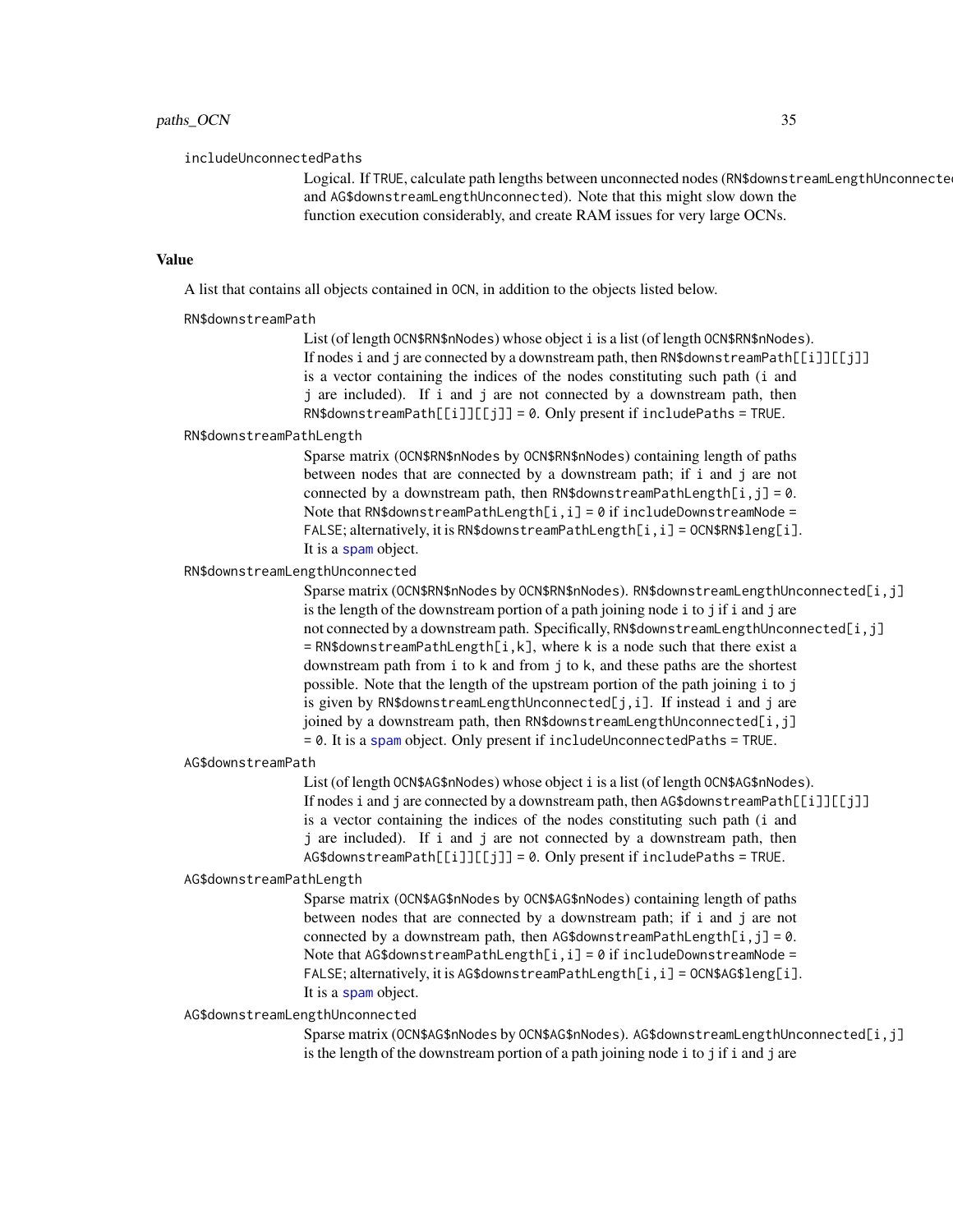includeUnconnectedPaths
: Logical. If TRUE, calculate path lengths between unconnected nodes (RN$downstreamLengthUnconnected and AG$downstreamLengthUnconnected). Note that this might slow down the function execution considerably, and create RAM issues for very large OCNs.

## Value

A list that contains all objects contained in OCN, in addition to the objects listed below.

RN$downstreamPath
: List (of length OCN$RN$nNodes) whose object i is a list (of length OCN$RN$nNodes). If nodes i and j are connected by a downstream path, then RN$downstreamPath[[i]][[j]] is a vector containing the indices of the nodes constituting such path (i and j are included). If i and j are not connected by a downstream path, then RN$downstreamPath[[i]][[j]] = 0. Only present if includePaths = TRUE.

RN$downstreamPathLength
: Sparse matrix (OCN$RN$nNodes by OCN$RN$nNodes) containing length of paths between nodes that are connected by a downstream path; if i and j are not connected by a downstream path, then RN$downstreamPathLength[i,j] = 0. Note that RN$downstreamPathLength[i,i] = 0 if includeDownstreamNode = FALSE; alternatively, it is RN$downstreamPathLength[i,i] = OCN$RN$leng[i]. It is a spam object.

RN$downstreamLengthUnconnected
: Sparse matrix (OCN$RN$nNodes by OCN$RN$nNodes). RN$downstreamLengthUnconnected[i,j] is the length of the downstream portion of a path joining node i to j if i and j are not connected by a downstream path. Specifically, RN$downstreamLengthUnconnected[i,j] = RN$downstreamPathLength[i,k], where k is a node such that there exist a downstream path from i to k and from j to k, and these paths are the shortest possible. Note that the length of the upstream portion of the path joining i to j is given by RN$downstreamLengthUnconnected[j,i]. If instead i and j are joined by a downstream path, then RN$downstreamLengthUnconnected[i,j] = 0. It is a spam object. Only present if includeUnconnectedPaths = TRUE.

AG$downstreamPath
: List (of length OCN$AG$nNodes) whose object i is a list (of length OCN$AG$nNodes). If nodes i and j are connected by a downstream path, then AG$downstreamPath[[i]][[j]] is a vector containing the indices of the nodes constituting such path (i and j are included). If i and j are not connected by a downstream path, then AG$downstreamPath[[i]][[j]] = 0. Only present if includePaths = TRUE.

AG$downstreamPathLength
: Sparse matrix (OCN$AG$nNodes by OCN$AG$nNodes) containing length of paths between nodes that are connected by a downstream path; if i and j are not connected by a downstream path, then AG$downstreamPathLength[i,j] = 0. Note that AG$downstreamPathLength[i,i] = 0 if includeDownstreamNode = FALSE; alternatively, it is AG$downstreamPathLength[i,i] = OCN$AG$leng[i]. It is a spam object.

AG$downstreamLengthUnconnected
: Sparse matrix (OCN$AG$nNodes by OCN$AG$nNodes). AG$downstreamLengthUnconnected[i,j] is the length of the downstream portion of a path joining node i to j if i and j are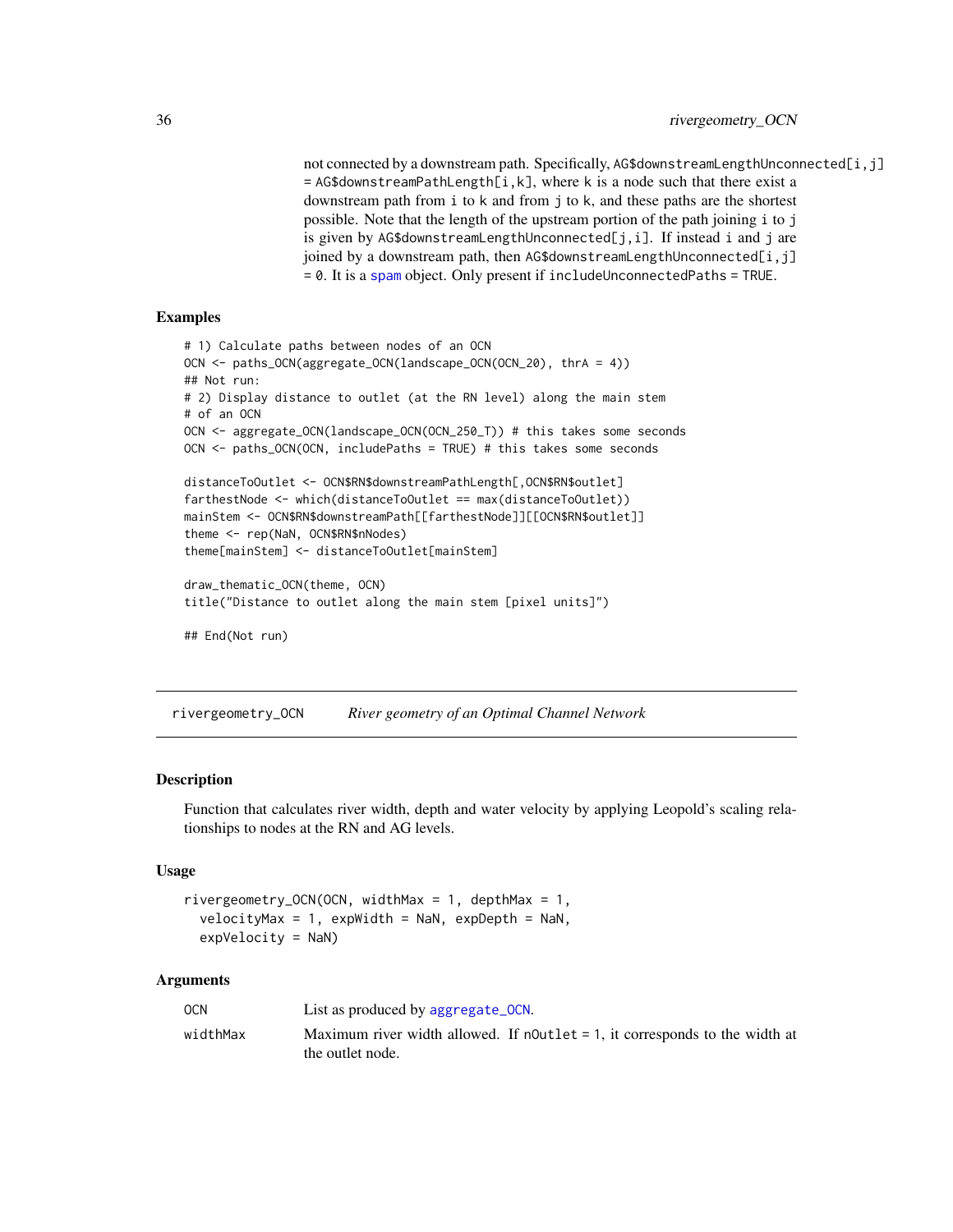not connected by a downstream path. Specifically, `AG$downstreamLengthUnconnected[i,j] = AG$downstreamPathLength[i,k]`, where `k` is a node such that there exist a downstream path from `i` to `k` and from `j` to `k`, and these paths are the shortest possible. Note that the length of the upstream portion of the path joining `i` to `j` is given by `AG$downstreamLengthUnconnected[j,i]`. If instead `i` and `j` are joined by a downstream path, then `AG$downstreamLengthUnconnected[i,j] = 0`. It is a spam object. Only present if `includeUnconnectedPaths = TRUE`.

### Examples

```
# 1) Calculate paths between nodes of an OCN
OCN <- paths_OCN(aggregate_OCN(landscape_OCN(OCN_20), thrA = 4))
## Not run:
# 2) Display distance to outlet (at the RN level) along the main stem
# of an OCN
OCN <- aggregate_OCN(landscape_OCN(OCN_250_T)) # this takes some seconds
OCN <- paths_OCN(OCN, includePaths = TRUE) # this takes some seconds

distanceToOutlet <- OCN$RN$downstreamPathLength[,OCN$RN$outlet]
farthestNode <- which(distanceToOutlet == max(distanceToOutlet))
mainStem <- OCN$RN$downstreamPath[[farthestNode]][[OCN$RN$outlet]]
theme <- rep(NaN, OCN$RN$nNodes)
theme[mainStem] <- distanceToOutlet[mainStem]

draw_thematic_OCN(theme, OCN)
title("Distance to outlet along the main stem [pixel units]")

## End(Not run)
```

---

## rivergeometry_OCN    *River geometry of an Optimal Channel Network*

### Description

Function that calculates river width, depth and water velocity by applying Leopold's scaling relationships to nodes at the RN and AG levels.

### Usage

```
rivergeometry_OCN(OCN, widthMax = 1, depthMax = 1,
  velocityMax = 1, expWidth = NaN, expDepth = NaN,
  expVelocity = NaN)
```

### Arguments

| | |
|---|---|
| `OCN` | List as produced by `aggregate_OCN`. |
| `widthMax` | Maximum river width allowed. If `nOutlet = 1`, it corresponds to the width at the outlet node. |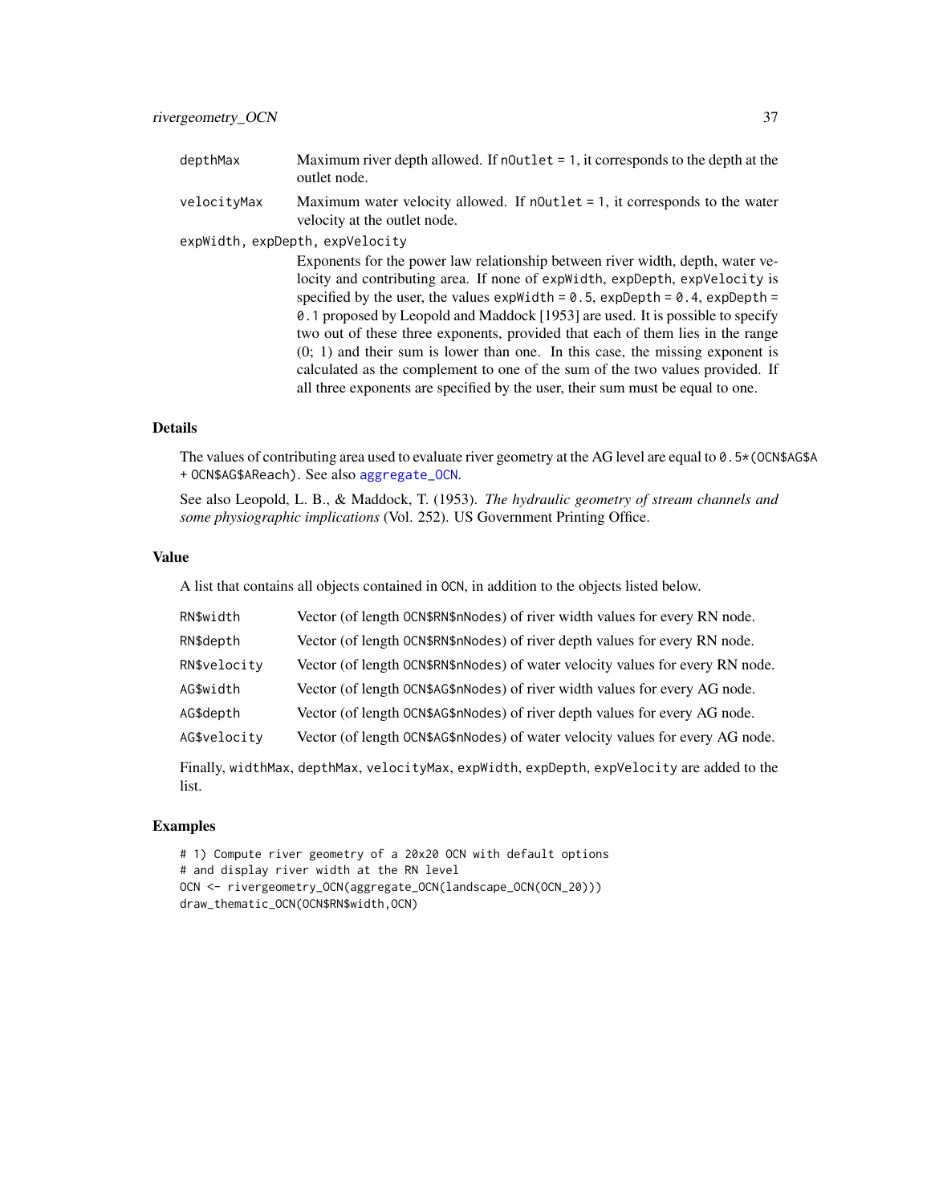| | |
|---|---|
| depthMax | Maximum river depth allowed. If nOutlet = 1, it corresponds to the depth at the outlet node. |
| velocityMax | Maximum water velocity allowed. If nOutlet = 1, it corresponds to the water velocity at the outlet node. |
| expWidth, expDepth, expVelocity | Exponents for the power law relationship between river width, depth, water velocity and contributing area. If none of expWidth, expDepth, expVelocity is specified by the user, the values expWidth = 0.5, expDepth = 0.4, expDepth = 0.1 proposed by Leopold and Maddock [1953] are used. It is possible to specify two out of these three exponents, provided that each of them lies in the range (0; 1) and their sum is lower than one. In this case, the missing exponent is calculated as the complement to one of the sum of the two values provided. If all three exponents are specified by the user, their sum must be equal to one. |

## Details

The values of contributing area used to evaluate river geometry at the AG level are equal to 0.5*(OCN$AG$A + OCN$AG$AReach). See also aggregate_OCN.

See also Leopold, L. B., & Maddock, T. (1953). *The hydraulic geometry of stream channels and some physiographic implications* (Vol. 252). US Government Printing Office.

## Value

A list that contains all objects contained in OCN, in addition to the objects listed below.

| | |
|---|---|
| RN$width | Vector (of length OCN$RN$nNodes) of river width values for every RN node. |
| RN$depth | Vector (of length OCN$RN$nNodes) of river depth values for every RN node. |
| RN$velocity | Vector (of length OCN$RN$nNodes) of water velocity values for every RN node. |
| AG$width | Vector (of length OCN$AG$nNodes) of river width values for every AG node. |
| AG$depth | Vector (of length OCN$AG$nNodes) of river depth values for every AG node. |
| AG$velocity | Vector (of length OCN$AG$nNodes) of water velocity values for every AG node. |

Finally, widthMax, depthMax, velocityMax, expWidth, expDepth, expVelocity are added to the list.

## Examples

```
# 1) Compute river geometry of a 20x20 OCN with default options
# and display river width at the RN level
OCN <- rivergeometry_OCN(aggregate_OCN(landscape_OCN(OCN_20)))
draw_thematic_OCN(OCN$RN$width,OCN)
```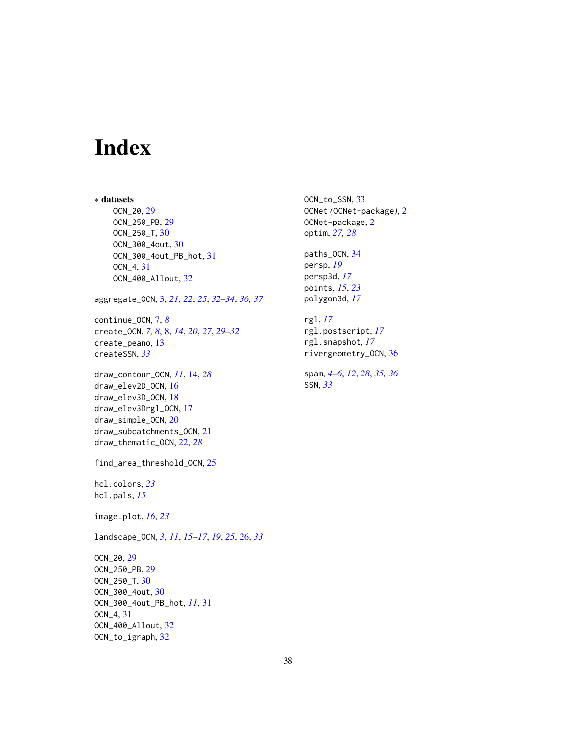# Index

∗ **datasets**

OCN_20, 29
OCN_250_PB, 29
OCN_250_T, 30
OCN_300_4out, 30
OCN_300_4out_PB_hot, 31
OCN_4, 31
OCN_400_Allout, 32

aggregate_OCN, 3, *21, 22*, *25*, *32–34*, *36, 37*

continue_OCN, 7, *8*
create_OCN, *7, 8*, 8, *14*, *20*, *27*, *29–32*
create_peano, 13
createSSN, *33*

draw_contour_OCN, *11*, 14, *28*
draw_elev2D_OCN, 16
draw_elev3D_OCN, 18
draw_elev3Drgl_OCN, 17
draw_simple_OCN, 20
draw_subcatchments_OCN, 21
draw_thematic_OCN, 22, *28*

find_area_threshold_OCN, 25

hcl.colors, *23*
hcl.pals, *15*

image.plot, *16*, *23*

landscape_OCN, *3*, *11*, *15–17*, *19*, *25*, 26, *33*

OCN_20, 29
OCN_250_PB, 29
OCN_250_T, 30
OCN_300_4out, 30
OCN_300_4out_PB_hot, *11*, 31
OCN_4, 31
OCN_400_Allout, 32
OCN_to_igraph, 32
OCN_to_SSN, 33
OCNet *(*OCNet-package*)*, 2
OCNet-package, 2
optim, *27, 28*

paths_OCN, 34
persp, *19*
persp3d, *17*
points, *15*, *23*
polygon3d, *17*

rgl, *17*
rgl.postscript, *17*
rgl.snapshot, *17*
rivergeometry_OCN, 36

spam, *4–6*, *12*, *28*, *35, 36*
SSN, *33*